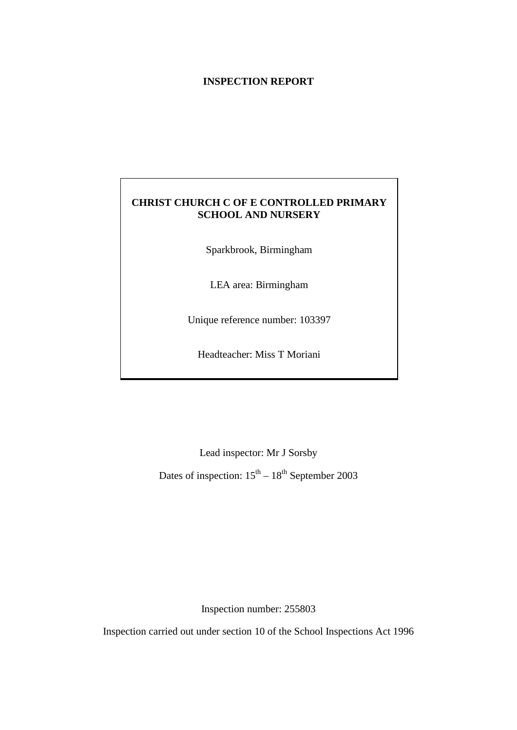**INSPECTION REPORT**

**CHRIST CHURCH C OF E CONTROLLED PRIMARY SCHOOL AND NURSERY**

Sparkbrook, Birmingham

LEA area: Birmingham

Unique reference number: 103397

Headteacher: Miss T Moriani

Lead inspector: Mr J Sorsby

Dates of inspection: 15th – 18th September 2003

Inspection number: 255803

Inspection carried out under section 10 of the School Inspections Act 1996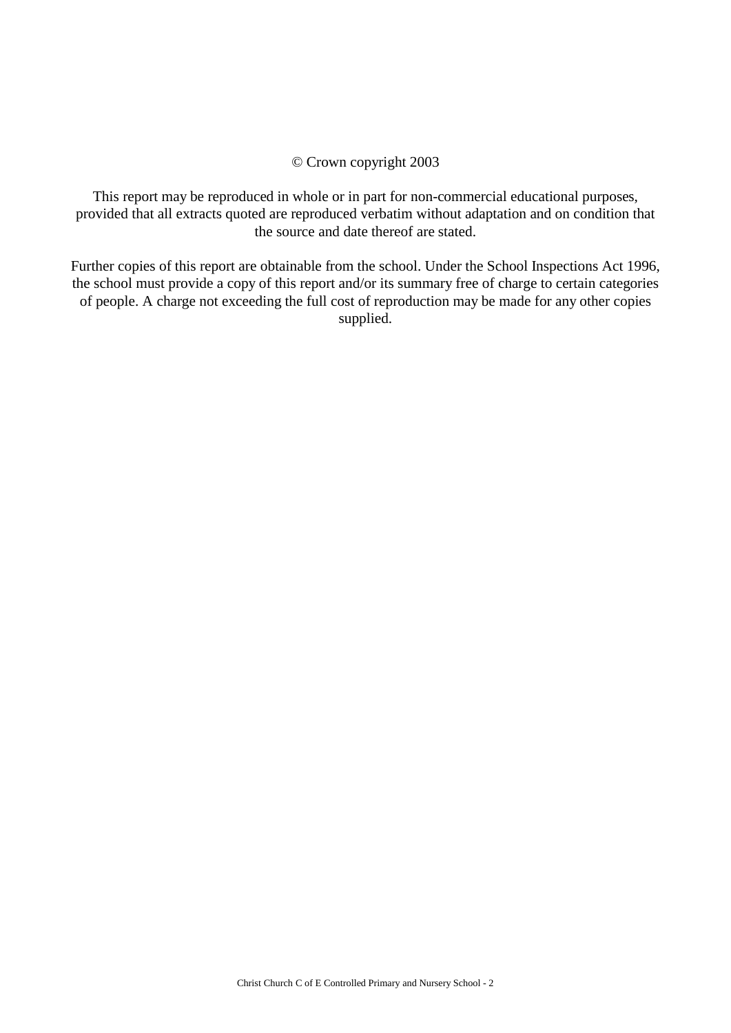© Crown copyright 2003

This report may be reproduced in whole or in part for non-commercial educational purposes, provided that all extracts quoted are reproduced verbatim without adaptation and on condition that the source and date thereof are stated.

Further copies of this report are obtainable from the school. Under the School Inspections Act 1996, the school must provide a copy of this report and/or its summary free of charge to certain categories of people. A charge not exceeding the full cost of reproduction may be made for any other copies supplied.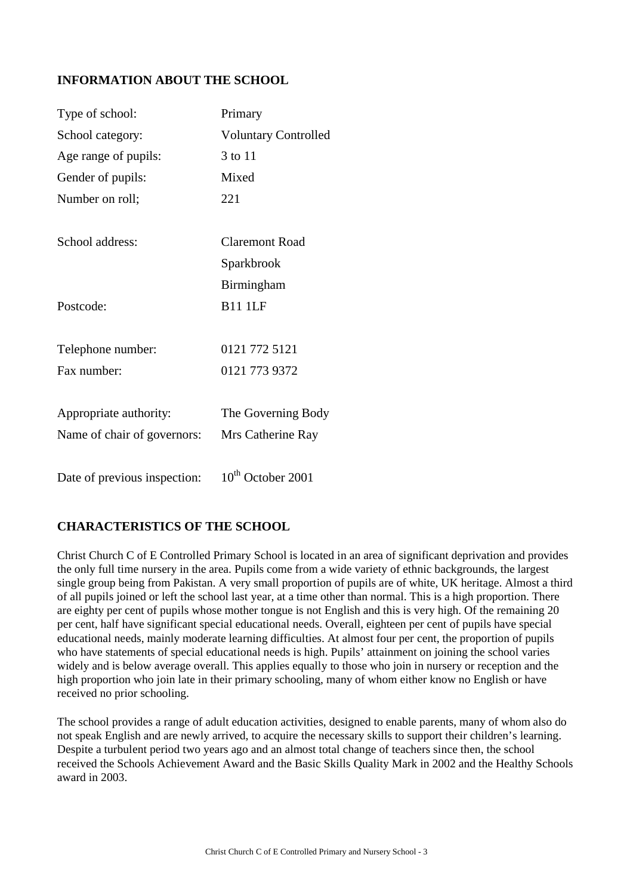## INFORMATION ABOUT THE SCHOOL

| | |
|---|---|
| Type of school: | Primary |
| School category: | Voluntary Controlled |
| Age range of pupils: | 3 to 11 |
| Gender of pupils: | Mixed |
| Number on roll; | 221 |
| School address: | Claremont Road<br>Sparkbrook<br>Birmingham |
| Postcode: | B11 1LF |
| Telephone number: | 0121 772 5121 |
| Fax number: | 0121 773 9372 |
| Appropriate authority: | The Governing Body |
| Name of chair of governors: | Mrs Catherine Ray |
| Date of previous inspection: | 10th October 2001 |

## CHARACTERISTICS OF THE SCHOOL

Christ Church C of E Controlled Primary School is located in an area of significant deprivation and provides the only full time nursery in the area. Pupils come from a wide variety of ethnic backgrounds, the largest single group being from Pakistan. A very small proportion of pupils are of white, UK heritage. Almost a third of all pupils joined or left the school last year, at a time other than normal. This is a high proportion. There are eighty per cent of pupils whose mother tongue is not English and this is very high. Of the remaining 20 per cent, half have significant special educational needs. Overall, eighteen per cent of pupils have special educational needs, mainly moderate learning difficulties. At almost four per cent, the proportion of pupils who have statements of special educational needs is high. Pupils' attainment on joining the school varies widely and is below average overall. This applies equally to those who join in nursery or reception and the high proportion who join late in their primary schooling, many of whom either know no English or have received no prior schooling.

The school provides a range of adult education activities, designed to enable parents, many of whom also do not speak English and are newly arrived, to acquire the necessary skills to support their children's learning. Despite a turbulent period two years ago and an almost total change of teachers since then, the school received the Schools Achievement Award and the Basic Skills Quality Mark in 2002 and the Healthy Schools award in 2003.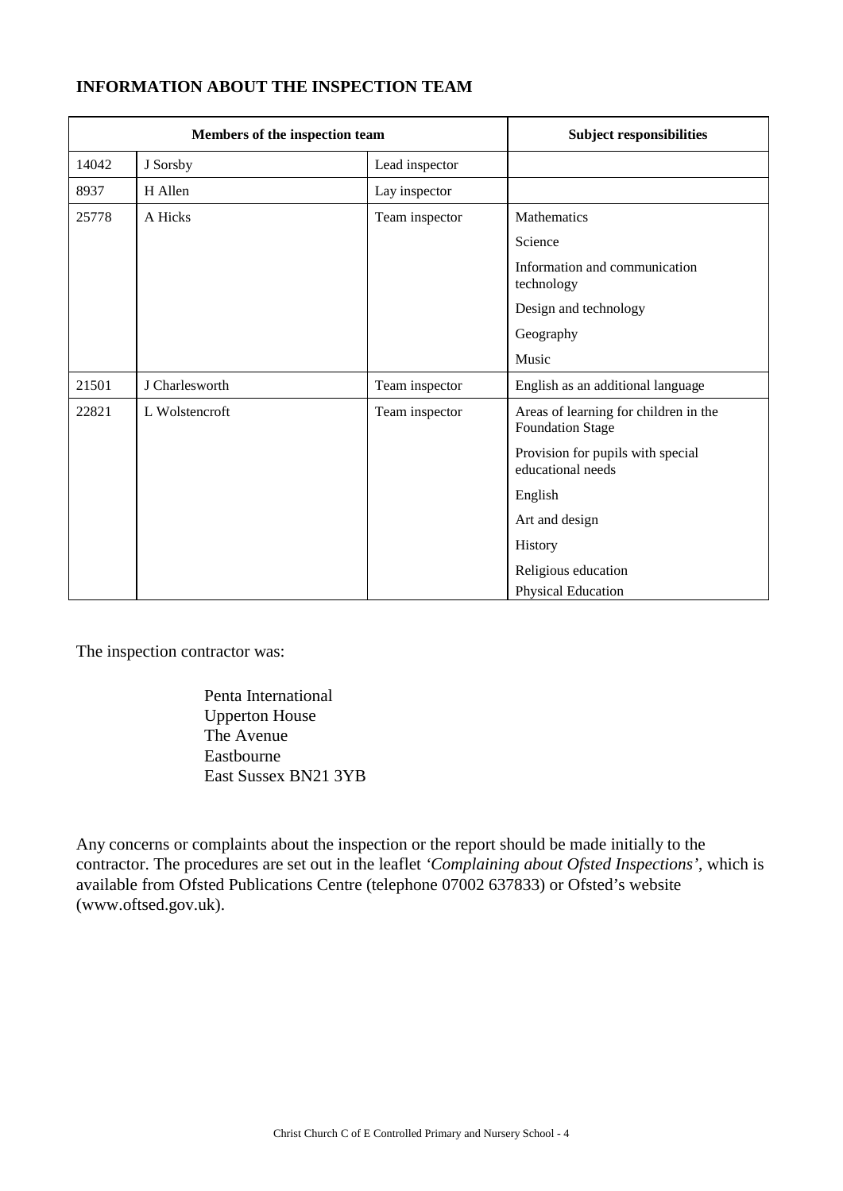## INFORMATION ABOUT THE INSPECTION TEAM

| Members of the inspection team | | | Subject responsibilities |
|---|---|---|---|
| 14042 | J Sorsby | Lead inspector | |
| 8937 | H Allen | Lay inspector | |
| 25778 | A Hicks | Team inspector | Mathematics<br>Science<br>Information and communication technology<br>Design and technology<br>Geography<br>Music |
| 21501 | J Charlesworth | Team inspector | English as an additional language |
| 22821 | L Wolstencroft | Team inspector | Areas of learning for children in the Foundation Stage<br>Provision for pupils with special educational needs<br>English<br>Art and design<br>History<br>Religious education<br>Physical Education |

The inspection contractor was:

Penta International
Upperton House
The Avenue
Eastbourne
East Sussex BN21 3YB

Any concerns or complaints about the inspection or the report should be made initially to the contractor. The procedures are set out in the leaflet *'Complaining about Ofsted Inspections'*, which is available from Ofsted Publications Centre (telephone 07002 637833) or Ofsted's website (www.oftsed.gov.uk).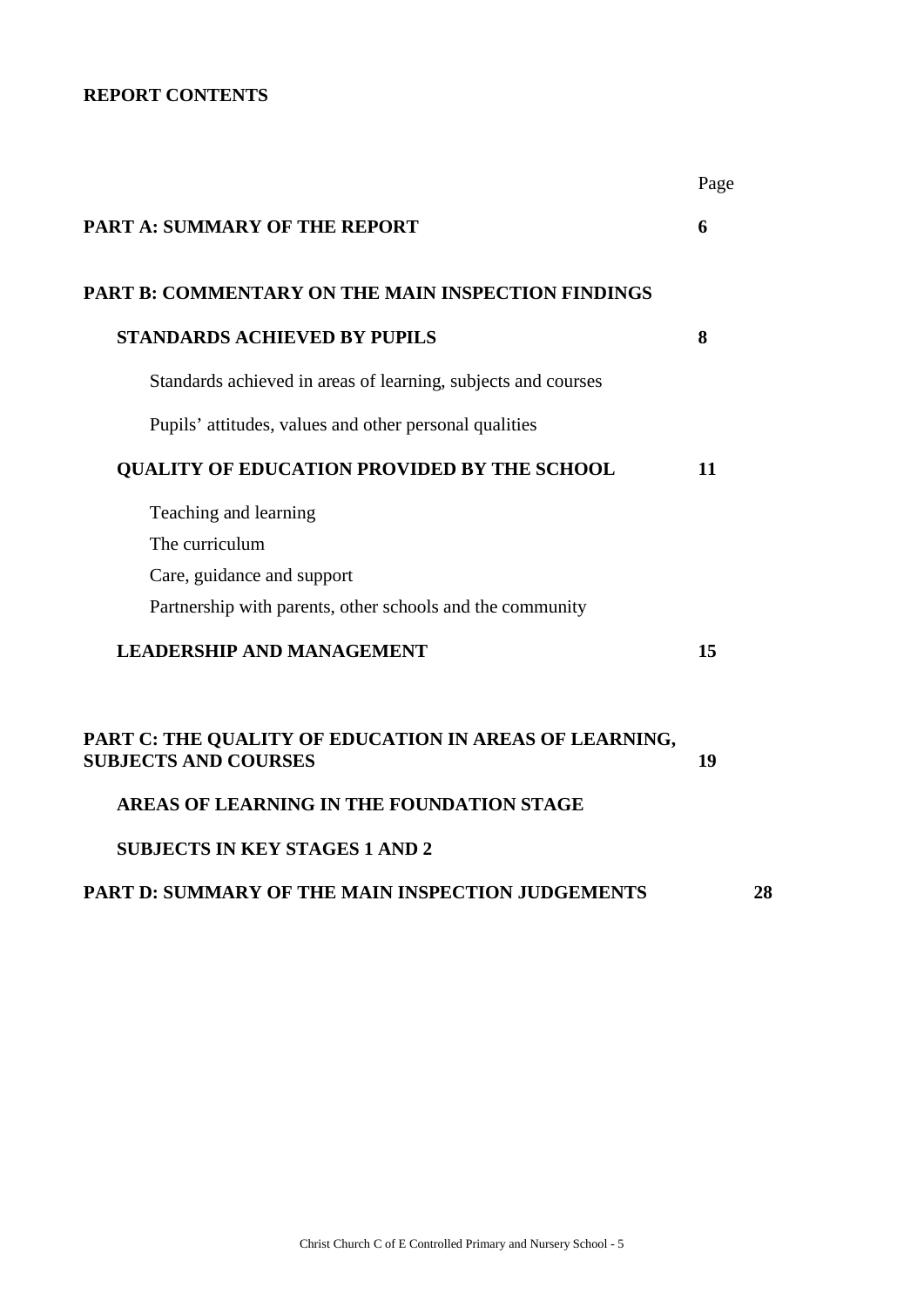**REPORT CONTENTS**

| | Page |
|---|---|
| **PART A: SUMMARY OF THE REPORT** | **6** |
| **PART B: COMMENTARY ON THE MAIN INSPECTION FINDINGS** | |
| **STANDARDS ACHIEVED BY PUPILS** | **8** |
| Standards achieved in areas of learning, subjects and courses | |
| Pupils' attitudes, values and other personal qualities | |
| **QUALITY OF EDUCATION PROVIDED BY THE SCHOOL** | **11** |
| Teaching and learning | |
| The curriculum | |
| Care, guidance and support | |
| Partnership with parents, other schools and the community | |
| **LEADERSHIP AND MANAGEMENT** | **15** |
| **PART C: THE QUALITY OF EDUCATION IN AREAS OF LEARNING, SUBJECTS AND COURSES** | **19** |
| **AREAS OF LEARNING IN THE FOUNDATION STAGE** | |
| **SUBJECTS IN KEY STAGES 1 AND 2** | |
| **PART D: SUMMARY OF THE MAIN INSPECTION JUDGEMENTS** | **28** |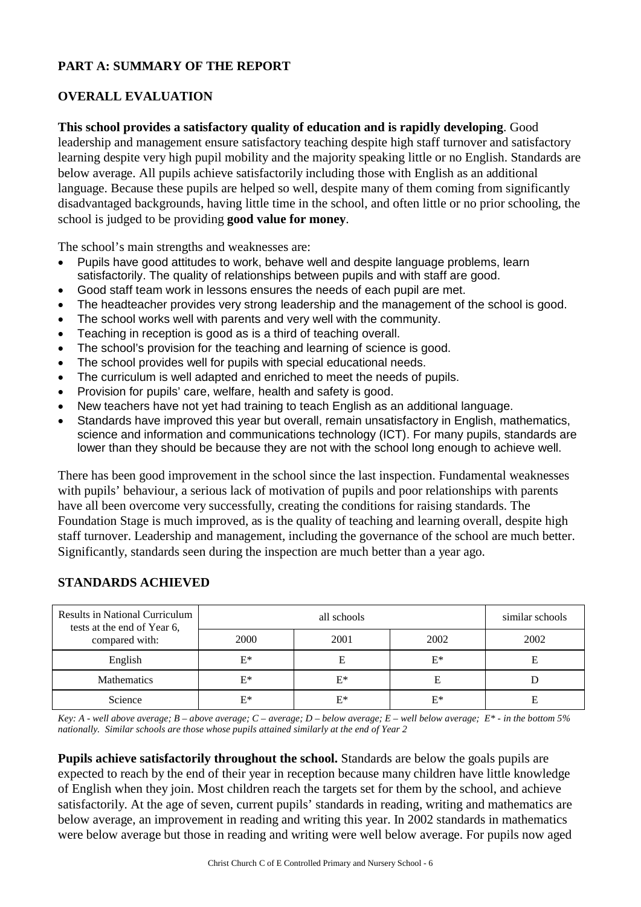## PART A: SUMMARY OF THE REPORT

### OVERALL EVALUATION

**This school provides a satisfactory quality of education and is rapidly developing**. Good leadership and management ensure satisfactory teaching despite high staff turnover and satisfactory learning despite very high pupil mobility and the majority speaking little or no English. Standards are below average. All pupils achieve satisfactorily including those with English as an additional language. Because these pupils are helped so well, despite many of them coming from significantly disadvantaged backgrounds, having little time in the school, and often little or no prior schooling, the school is judged to be providing **good value for money**.

The school's main strengths and weaknesses are:

- Pupils have good attitudes to work, behave well and despite language problems, learn satisfactorily. The quality of relationships between pupils and with staff are good.
- Good staff team work in lessons ensures the needs of each pupil are met.
- The headteacher provides very strong leadership and the management of the school is good.
- The school works well with parents and very well with the community.
- Teaching in reception is good as is a third of teaching overall.
- The school's provision for the teaching and learning of science is good.
- The school provides well for pupils with special educational needs.
- The curriculum is well adapted and enriched to meet the needs of pupils.
- Provision for pupils' care, welfare, health and safety is good.
- New teachers have not yet had training to teach English as an additional language.
- Standards have improved this year but overall, remain unsatisfactory in English, mathematics, science and information and communications technology (ICT). For many pupils, standards are lower than they should be because they are not with the school long enough to achieve well.

There has been good improvement in the school since the last inspection. Fundamental weaknesses with pupils' behaviour, a serious lack of motivation of pupils and poor relationships with parents have all been overcome very successfully, creating the conditions for raising standards. The Foundation Stage is much improved, as is the quality of teaching and learning overall, despite high staff turnover. Leadership and management, including the governance of the school are much better. Significantly, standards seen during the inspection are much better than a year ago.

### STANDARDS ACHIEVED

| Results in National Curriculum tests at the end of Year 6, compared with: | all schools | | | similar schools |
|---|---|---|---|---|
| | 2000 | 2001 | 2002 | 2002 |
| English | E* | E | E* | E |
| Mathematics | E* | E* | E | D |
| Science | E* | E* | E* | E |

*Key: A - well above average; B – above average; C – average; D – below average; E – well below average; E* - in the bottom 5% nationally. Similar schools are those whose pupils attained similarly at the end of Year 2*

**Pupils achieve satisfactorily throughout the school.** Standards are below the goals pupils are expected to reach by the end of their year in reception because many children have little knowledge of English when they join. Most children reach the targets set for them by the school, and achieve satisfactorily. At the age of seven, current pupils' standards in reading, writing and mathematics are below average, an improvement in reading and writing this year. In 2002 standards in mathematics were below average but those in reading and writing were well below average. For pupils now aged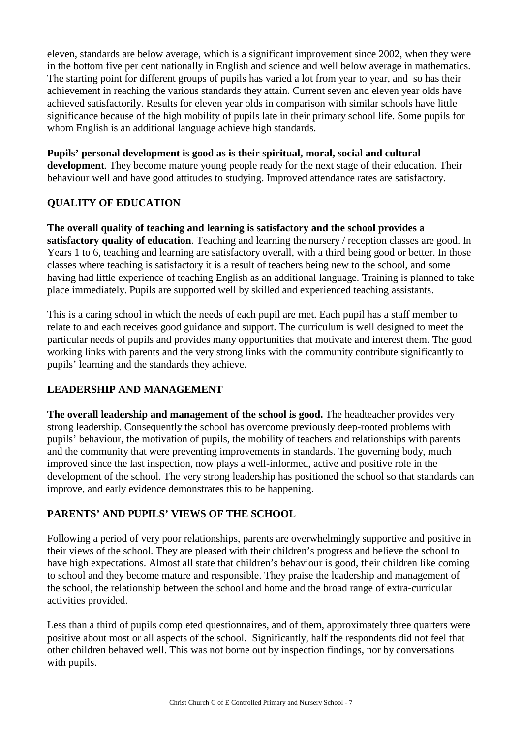eleven, standards are below average, which is a significant improvement since 2002, when they were in the bottom five per cent nationally in English and science and well below average in mathematics. The starting point for different groups of pupils has varied a lot from year to year, and so has their achievement in reaching the various standards they attain. Current seven and eleven year olds have achieved satisfactorily. Results for eleven year olds in comparison with similar schools have little significance because of the high mobility of pupils late in their primary school life. Some pupils for whom English is an additional language achieve high standards.

**Pupils' personal development is good as is their spiritual, moral, social and cultural development**. They become mature young people ready for the next stage of their education. Their behaviour well and have good attitudes to studying. Improved attendance rates are satisfactory.

## QUALITY OF EDUCATION

**The overall quality of teaching and learning is satisfactory and the school provides a satisfactory quality of education**. Teaching and learning the nursery / reception classes are good. In Years 1 to 6, teaching and learning are satisfactory overall, with a third being good or better. In those classes where teaching is satisfactory it is a result of teachers being new to the school, and some having had little experience of teaching English as an additional language. Training is planned to take place immediately. Pupils are supported well by skilled and experienced teaching assistants.

This is a caring school in which the needs of each pupil are met. Each pupil has a staff member to relate to and each receives good guidance and support. The curriculum is well designed to meet the particular needs of pupils and provides many opportunities that motivate and interest them. The good working links with parents and the very strong links with the community contribute significantly to pupils' learning and the standards they achieve.

## LEADERSHIP AND MANAGEMENT

**The overall leadership and management of the school is good.** The headteacher provides very strong leadership. Consequently the school has overcome previously deep-rooted problems with pupils' behaviour, the motivation of pupils, the mobility of teachers and relationships with parents and the community that were preventing improvements in standards. The governing body, much improved since the last inspection, now plays a well-informed, active and positive role in the development of the school. The very strong leadership has positioned the school so that standards can improve, and early evidence demonstrates this to be happening.

## PARENTS' AND PUPILS' VIEWS OF THE SCHOOL

Following a period of very poor relationships, parents are overwhelmingly supportive and positive in their views of the school. They are pleased with their children's progress and believe the school to have high expectations. Almost all state that children's behaviour is good, their children like coming to school and they become mature and responsible. They praise the leadership and management of the school, the relationship between the school and home and the broad range of extra-curricular activities provided.

Less than a third of pupils completed questionnaires, and of them, approximately three quarters were positive about most or all aspects of the school. Significantly, half the respondents did not feel that other children behaved well. This was not borne out by inspection findings, nor by conversations with pupils.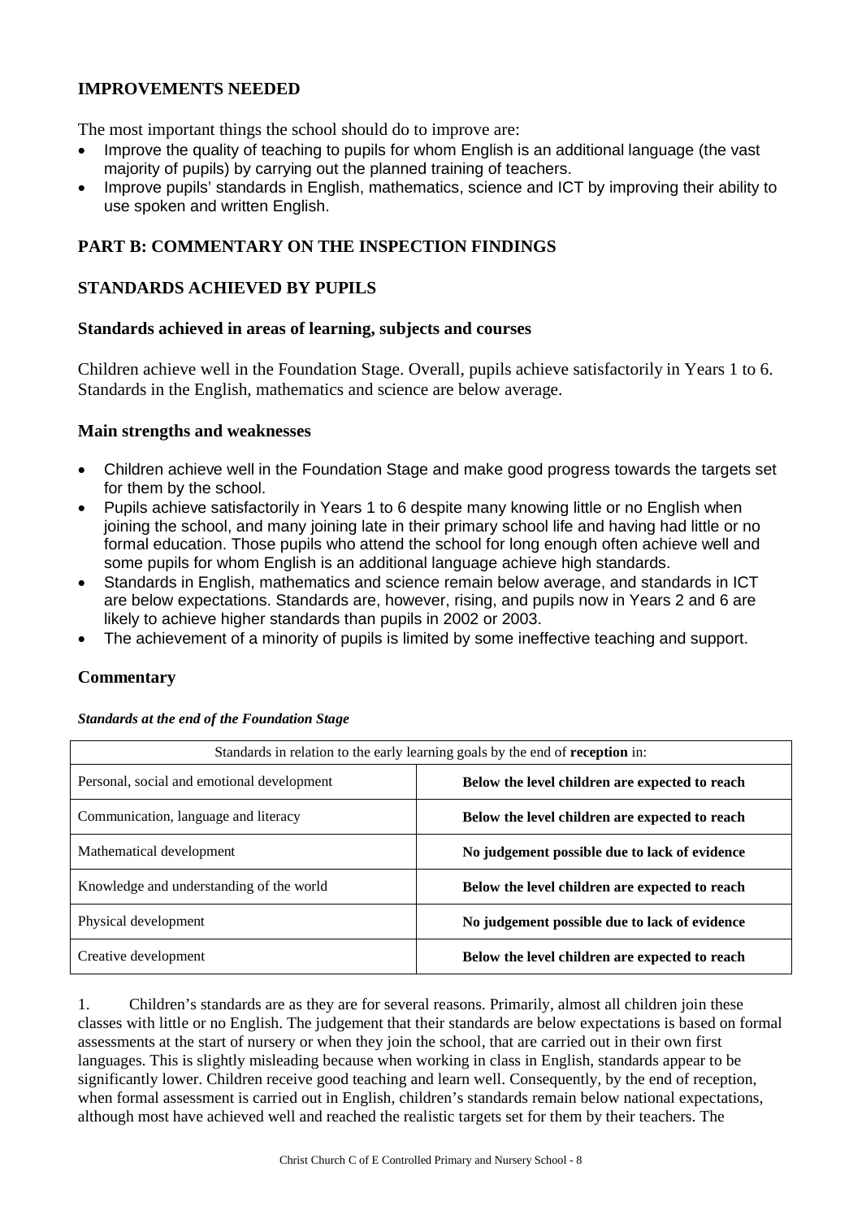## IMPROVEMENTS NEEDED

The most important things the school should do to improve are:

- Improve the quality of teaching to pupils for whom English is an additional language (the vast majority of pupils) by carrying out the planned training of teachers.
- Improve pupils' standards in English, mathematics, science and ICT by improving their ability to use spoken and written English.

## PART B: COMMENTARY ON THE INSPECTION FINDINGS

## STANDARDS ACHIEVED BY PUPILS

### Standards achieved in areas of learning, subjects and courses

Children achieve well in the Foundation Stage. Overall, pupils achieve satisfactorily in Years 1 to 6. Standards in the English, mathematics and science are below average.

### Main strengths and weaknesses

- Children achieve well in the Foundation Stage and make good progress towards the targets set for them by the school.
- Pupils achieve satisfactorily in Years 1 to 6 despite many knowing little or no English when joining the school, and many joining late in their primary school life and having had little or no formal education. Those pupils who attend the school for long enough often achieve well and some pupils for whom English is an additional language achieve high standards.
- Standards in English, mathematics and science remain below average, and standards in ICT are below expectations. Standards are, however, rising, and pupils now in Years 2 and 6 are likely to achieve higher standards than pupils in 2002 or 2003.
- The achievement of a minority of pupils is limited by some ineffective teaching and support.

### Commentary

***Standards at the end of the Foundation Stage***

| Standards in relation to the early learning goals by the end of **reception** in: | |
|---|---|
| Personal, social and emotional development | **Below the level children are expected to reach** |
| Communication, language and literacy | **Below the level children are expected to reach** |
| Mathematical development | **No judgement possible due to lack of evidence** |
| Knowledge and understanding of the world | **Below the level children are expected to reach** |
| Physical development | **No judgement possible due to lack of evidence** |
| Creative development | **Below the level children are expected to reach** |

1. Children's standards are as they are for several reasons. Primarily, almost all children join these classes with little or no English. The judgement that their standards are below expectations is based on formal assessments at the start of nursery or when they join the school, that are carried out in their own first languages. This is slightly misleading because when working in class in English, standards appear to be significantly lower. Children receive good teaching and learn well. Consequently, by the end of reception, when formal assessment is carried out in English, children's standards remain below national expectations, although most have achieved well and reached the realistic targets set for them by their teachers. The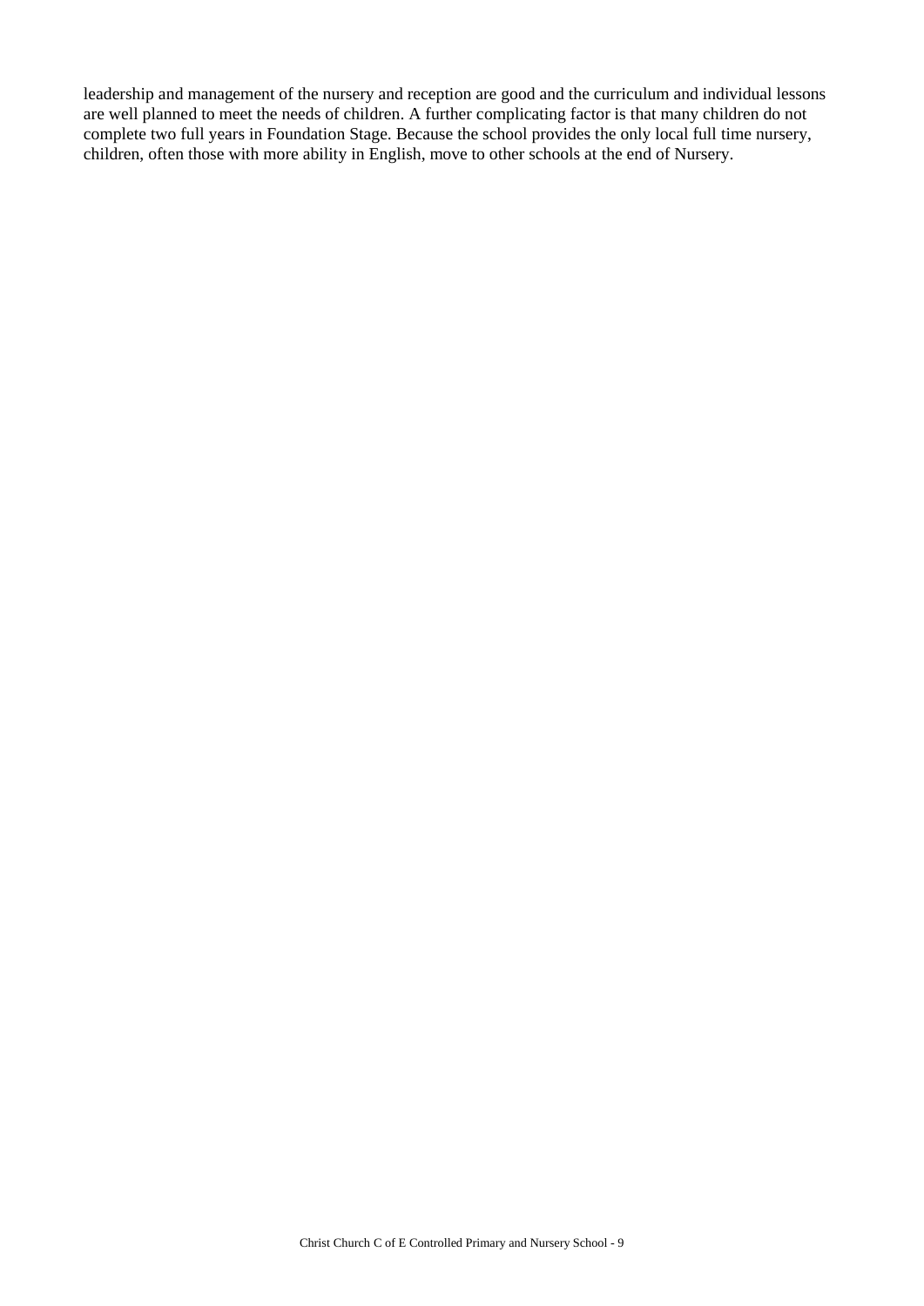leadership and management of the nursery and reception are good and the curriculum and individual lessons are well planned to meet the needs of children. A further complicating factor is that many children do not complete two full years in Foundation Stage. Because the school provides the only local full time nursery, children, often those with more ability in English, move to other schools at the end of Nursery.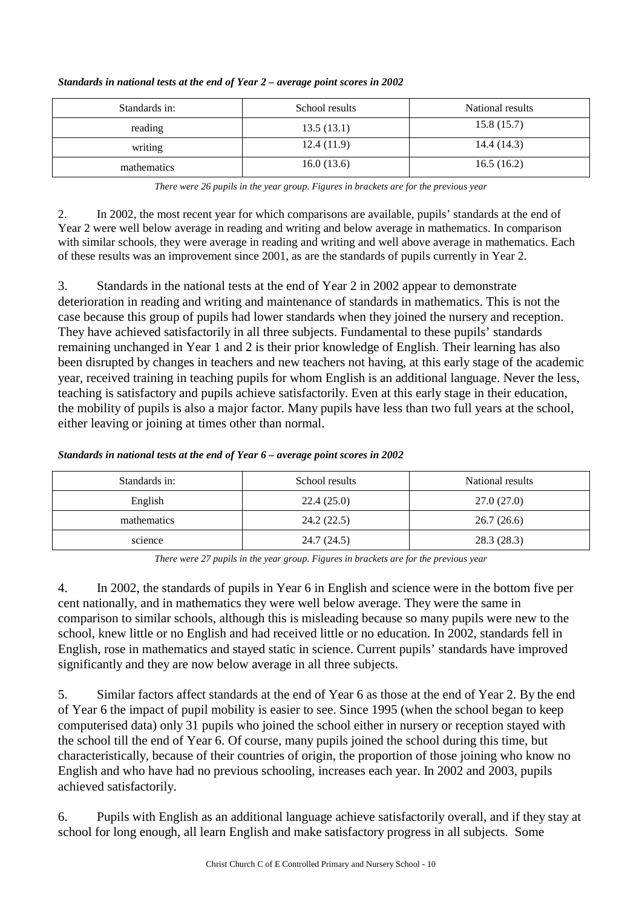***Standards in national tests at the end of Year 2 – average point scores in 2002***

| Standards in: | School results | National results |
| --- | --- | --- |
| reading | 13.5 (13.1) | 15.8 (15.7) |
| writing | 12.4 (11.9) | 14.4 (14.3) |
| mathematics | 16.0 (13.6) | 16.5 (16.2) |

*There were 26 pupils in the year group. Figures in brackets are for the previous year*

2. In 2002, the most recent year for which comparisons are available, pupils' standards at the end of Year 2 were well below average in reading and writing and below average in mathematics. In comparison with similar schools, they were average in reading and writing and well above average in mathematics. Each of these results was an improvement since 2001, as are the standards of pupils currently in Year 2.

3. Standards in the national tests at the end of Year 2 in 2002 appear to demonstrate deterioration in reading and writing and maintenance of standards in mathematics. This is not the case because this group of pupils had lower standards when they joined the nursery and reception. They have achieved satisfactorily in all three subjects. Fundamental to these pupils' standards remaining unchanged in Year 1 and 2 is their prior knowledge of English. Their learning has also been disrupted by changes in teachers and new teachers not having, at this early stage of the academic year, received training in teaching pupils for whom English is an additional language. Never the less, teaching is satisfactory and pupils achieve satisfactorily. Even at this early stage in their education, the mobility of pupils is also a major factor. Many pupils have less than two full years at the school, either leaving or joining at times other than normal.

***Standards in national tests at the end of Year 6 – average point scores in 2002***

| Standards in: | School results | National results |
| --- | --- | --- |
| English | 22.4 (25.0) | 27.0 (27.0) |
| mathematics | 24.2 (22.5) | 26.7 (26.6) |
| science | 24.7 (24.5) | 28.3 (28.3) |

*There were 27 pupils in the year group. Figures in brackets are for the previous year*

4. In 2002, the standards of pupils in Year 6 in English and science were in the bottom five per cent nationally, and in mathematics they were well below average. They were the same in comparison to similar schools, although this is misleading because so many pupils were new to the school, knew little or no English and had received little or no education. In 2002, standards fell in English, rose in mathematics and stayed static in science. Current pupils' standards have improved significantly and they are now below average in all three subjects.

5. Similar factors affect standards at the end of Year 6 as those at the end of Year 2. By the end of Year 6 the impact of pupil mobility is easier to see. Since 1995 (when the school began to keep computerised data) only 31 pupils who joined the school either in nursery or reception stayed with the school till the end of Year 6. Of course, many pupils joined the school during this time, but characteristically, because of their countries of origin, the proportion of those joining who know no English and who have had no previous schooling, increases each year. In 2002 and 2003, pupils achieved satisfactorily.

6. Pupils with English as an additional language achieve satisfactorily overall, and if they stay at school for long enough, all learn English and make satisfactory progress in all subjects. Some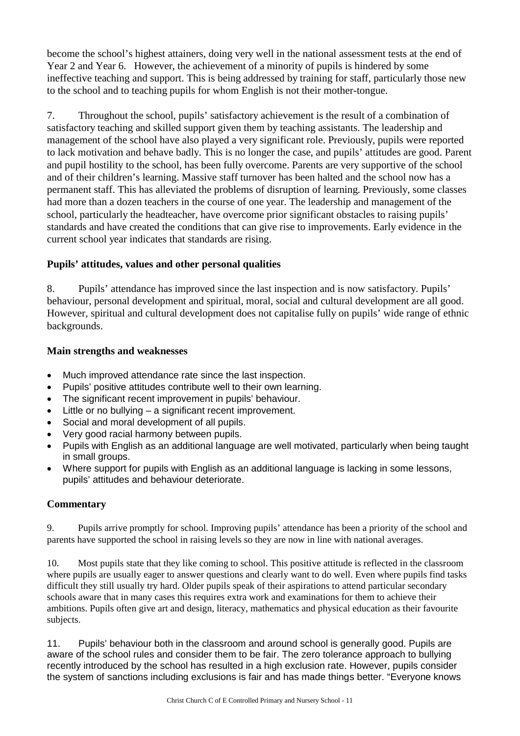become the school's highest attainers, doing very well in the national assessment tests at the end of Year 2 and Year 6. However, the achievement of a minority of pupils is hindered by some ineffective teaching and support. This is being addressed by training for staff, particularly those new to the school and to teaching pupils for whom English is not their mother-tongue.

7. Throughout the school, pupils' satisfactory achievement is the result of a combination of satisfactory teaching and skilled support given them by teaching assistants. The leadership and management of the school have also played a very significant role. Previously, pupils were reported to lack motivation and behave badly. This is no longer the case, and pupils' attitudes are good. Parent and pupil hostility to the school, has been fully overcome. Parents are very supportive of the school and of their children's learning. Massive staff turnover has been halted and the school now has a permanent staff. This has alleviated the problems of disruption of learning. Previously, some classes had more than a dozen teachers in the course of one year. The leadership and management of the school, particularly the headteacher, have overcome prior significant obstacles to raising pupils' standards and have created the conditions that can give rise to improvements. Early evidence in the current school year indicates that standards are rising.

### Pupils' attitudes, values and other personal qualities

8. Pupils' attendance has improved since the last inspection and is now satisfactory. Pupils' behaviour, personal development and spiritual, moral, social and cultural development are all good. However, spiritual and cultural development does not capitalise fully on pupils' wide range of ethnic backgrounds.

### Main strengths and weaknesses

- Much improved attendance rate since the last inspection.
- Pupils' positive attitudes contribute well to their own learning.
- The significant recent improvement in pupils' behaviour.
- Little or no bullying – a significant recent improvement.
- Social and moral development of all pupils.
- Very good racial harmony between pupils.
- Pupils with English as an additional language are well motivated, particularly when being taught in small groups.
- Where support for pupils with English as an additional language is lacking in some lessons, pupils' attitudes and behaviour deteriorate.

### Commentary

9. Pupils arrive promptly for school. Improving pupils' attendance has been a priority of the school and parents have supported the school in raising levels so they are now in line with national averages.

10. Most pupils state that they like coming to school. This positive attitude is reflected in the classroom where pupils are usually eager to answer questions and clearly want to do well. Even where pupils find tasks difficult they still usually try hard. Older pupils speak of their aspirations to attend particular secondary schools aware that in many cases this requires extra work and examinations for them to achieve their ambitions. Pupils often give art and design, literacy, mathematics and physical education as their favourite subjects.

11. Pupils' behaviour both in the classroom and around school is generally good. Pupils are aware of the school rules and consider them to be fair. The zero tolerance approach to bullying recently introduced by the school has resulted in a high exclusion rate. However, pupils consider the system of sanctions including exclusions is fair and has made things better. "Everyone knows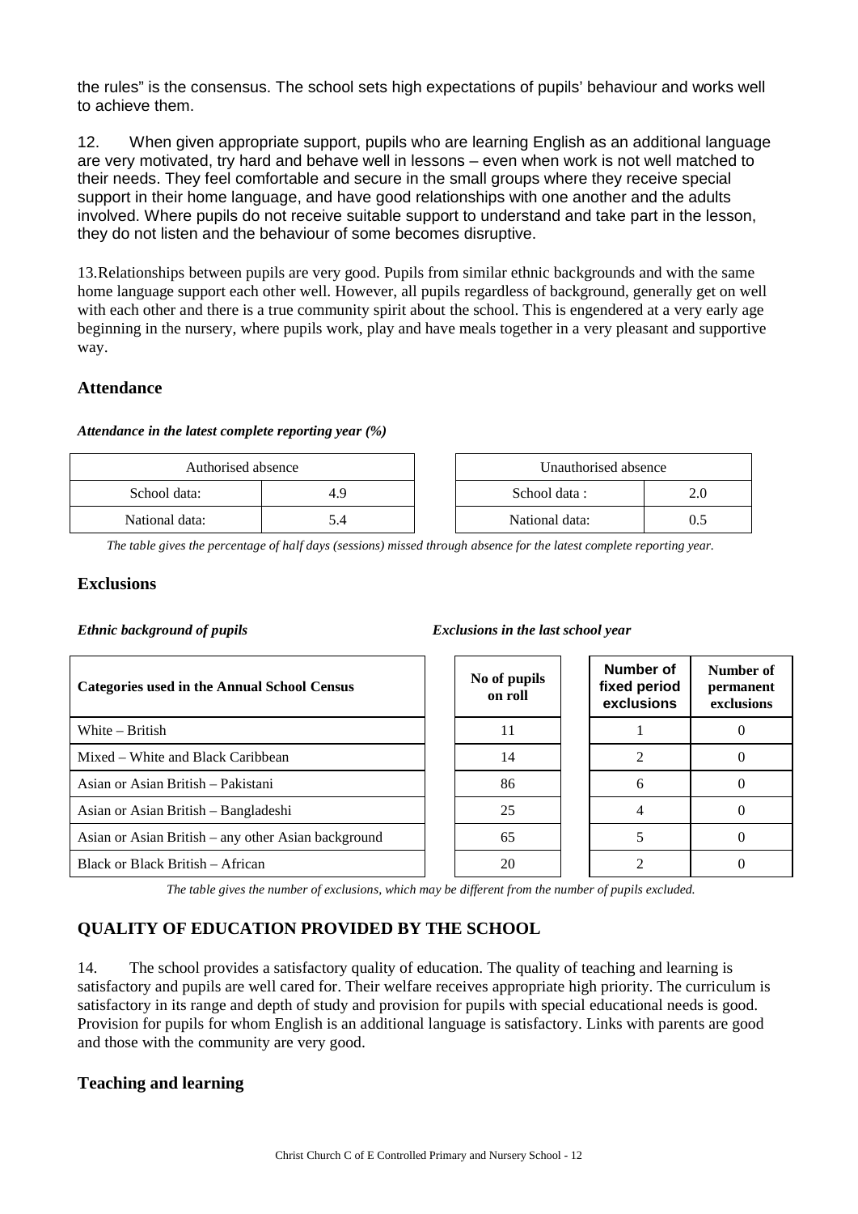the rules" is the consensus. The school sets high expectations of pupils' behaviour and works well to achieve them.

12. When given appropriate support, pupils who are learning English as an additional language are very motivated, try hard and behave well in lessons – even when work is not well matched to their needs. They feel comfortable and secure in the small groups where they receive special support in their home language, and have good relationships with one another and the adults involved. Where pupils do not receive suitable support to understand and take part in the lesson, they do not listen and the behaviour of some becomes disruptive.

13. Relationships between pupils are very good. Pupils from similar ethnic backgrounds and with the same home language support each other well. However, all pupils regardless of background, generally get on well with each other and there is a true community spirit about the school. This is engendered at a very early age beginning in the nursery, where pupils work, play and have meals together in a very pleasant and supportive way.

## Attendance

***Attendance in the latest complete reporting year (%)***

| Authorised absence | |
|---|---|
| School data: | 4.9 |
| National data: | 5.4 |

| Unauthorised absence | |
|---|---|
| School data : | 2.0 |
| National data: | 0.5 |

*The table gives the percentage of half days (sessions) missed through absence for the latest complete reporting year.*

## Exclusions

***Ethnic background of pupils*** ***Exclusions in the last school year***

| Categories used in the Annual School Census | No of pupils on roll | Number of fixed period exclusions | Number of permanent exclusions |
|---|---|---|---|
| White – British | 11 | 1 | 0 |
| Mixed – White and Black Caribbean | 14 | 2 | 0 |
| Asian or Asian British – Pakistani | 86 | 6 | 0 |
| Asian or Asian British – Bangladeshi | 25 | 4 | 0 |
| Asian or Asian British – any other Asian background | 65 | 5 | 0 |
| Black or Black British – African | 20 | 2 | 0 |

*The table gives the number of exclusions, which may be different from the number of pupils excluded.*

## QUALITY OF EDUCATION PROVIDED BY THE SCHOOL

14. The school provides a satisfactory quality of education. The quality of teaching and learning is satisfactory and pupils are well cared for. Their welfare receives appropriate high priority. The curriculum is satisfactory in its range and depth of study and provision for pupils with special educational needs is good. Provision for pupils for whom English is an additional language is satisfactory. Links with parents are good and those with the community are very good.

## Teaching and learning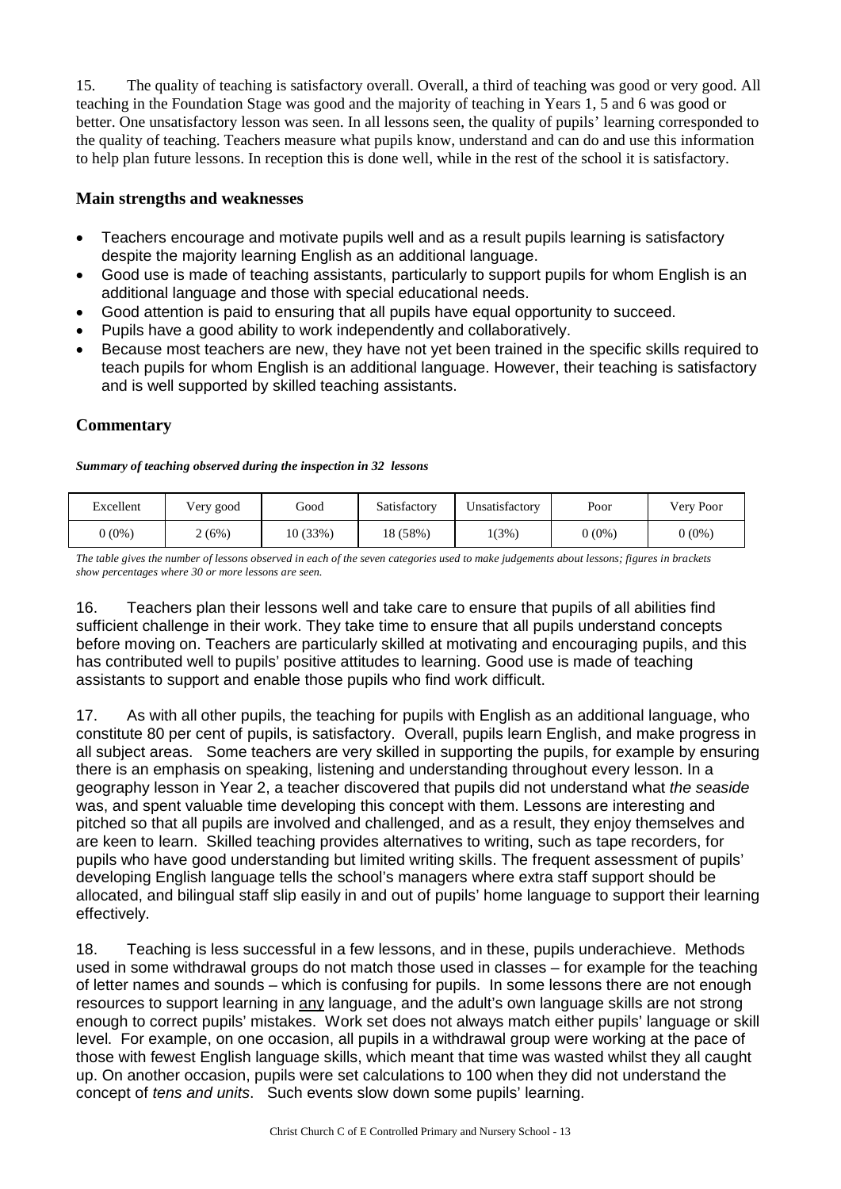15. The quality of teaching is satisfactory overall. Overall, a third of teaching was good or very good. All teaching in the Foundation Stage was good and the majority of teaching in Years 1, 5 and 6 was good or better. One unsatisfactory lesson was seen. In all lessons seen, the quality of pupils' learning corresponded to the quality of teaching. Teachers measure what pupils know, understand and can do and use this information to help plan future lessons. In reception this is done well, while in the rest of the school it is satisfactory.

### Main strengths and weaknesses

- Teachers encourage and motivate pupils well and as a result pupils learning is satisfactory despite the majority learning English as an additional language.
- Good use is made of teaching assistants, particularly to support pupils for whom English is an additional language and those with special educational needs.
- Good attention is paid to ensuring that all pupils have equal opportunity to succeed.
- Pupils have a good ability to work independently and collaboratively.
- Because most teachers are new, they have not yet been trained in the specific skills required to teach pupils for whom English is an additional language. However, their teaching is satisfactory and is well supported by skilled teaching assistants.

### Commentary

***Summary of teaching observed during the inspection in 32 lessons***

| Excellent | Very good | Good | Satisfactory | Unsatisfactory | Poor | Very Poor |
|---|---|---|---|---|---|---|
| 0 (0%) | 2 (6%) | 10 (33%) | 18 (58%) | 1(3%) | 0 (0%) | 0 (0%) |

*The table gives the number of lessons observed in each of the seven categories used to make judgements about lessons; figures in brackets show percentages where 30 or more lessons are seen.*

16. Teachers plan their lessons well and take care to ensure that pupils of all abilities find sufficient challenge in their work. They take time to ensure that all pupils understand concepts before moving on. Teachers are particularly skilled at motivating and encouraging pupils, and this has contributed well to pupils' positive attitudes to learning. Good use is made of teaching assistants to support and enable those pupils who find work difficult.

17. As with all other pupils, the teaching for pupils with English as an additional language, who constitute 80 per cent of pupils, is satisfactory. Overall, pupils learn English, and make progress in all subject areas. Some teachers are very skilled in supporting the pupils, for example by ensuring there is an emphasis on speaking, listening and understanding throughout every lesson. In a geography lesson in Year 2, a teacher discovered that pupils did not understand what *the seaside* was, and spent valuable time developing this concept with them. Lessons are interesting and pitched so that all pupils are involved and challenged, and as a result, they enjoy themselves and are keen to learn. Skilled teaching provides alternatives to writing, such as tape recorders, for pupils who have good understanding but limited writing skills. The frequent assessment of pupils' developing English language tells the school's managers where extra staff support should be allocated, and bilingual staff slip easily in and out of pupils' home language to support their learning effectively.

18. Teaching is less successful in a few lessons, and in these, pupils underachieve. Methods used in some withdrawal groups do not match those used in classes – for example for the teaching of letter names and sounds – which is confusing for pupils. In some lessons there are not enough resources to support learning in <u>any</u> language, and the adult's own language skills are not strong enough to correct pupils' mistakes. Work set does not always match either pupils' language or skill level. For example, on one occasion, all pupils in a withdrawal group were working at the pace of those with fewest English language skills, which meant that time was wasted whilst they all caught up. On another occasion, pupils were set calculations to 100 when they did not understand the concept of *tens and units*. Such events slow down some pupils' learning.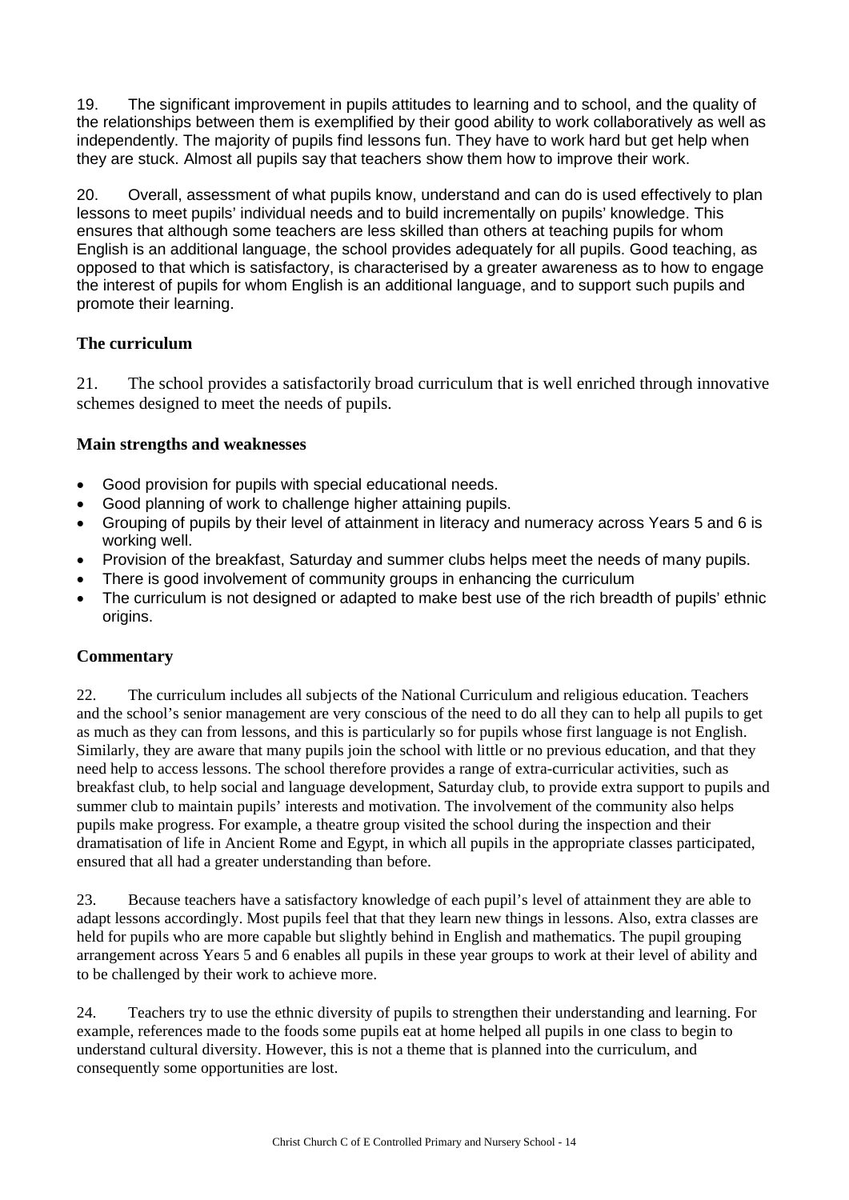19. The significant improvement in pupils attitudes to learning and to school, and the quality of the relationships between them is exemplified by their good ability to work collaboratively as well as independently. The majority of pupils find lessons fun. They have to work hard but get help when they are stuck. Almost all pupils say that teachers show them how to improve their work.

20. Overall, assessment of what pupils know, understand and can do is used effectively to plan lessons to meet pupils' individual needs and to build incrementally on pupils' knowledge. This ensures that although some teachers are less skilled than others at teaching pupils for whom English is an additional language, the school provides adequately for all pupils. Good teaching, as opposed to that which is satisfactory, is characterised by a greater awareness as to how to engage the interest of pupils for whom English is an additional language, and to support such pupils and promote their learning.

### The curriculum

21. The school provides a satisfactorily broad curriculum that is well enriched through innovative schemes designed to meet the needs of pupils.

#### Main strengths and weaknesses

- Good provision for pupils with special educational needs.
- Good planning of work to challenge higher attaining pupils.
- Grouping of pupils by their level of attainment in literacy and numeracy across Years 5 and 6 is working well.
- Provision of the breakfast, Saturday and summer clubs helps meet the needs of many pupils.
- There is good involvement of community groups in enhancing the curriculum
- The curriculum is not designed or adapted to make best use of the rich breadth of pupils' ethnic origins.

#### Commentary

22. The curriculum includes all subjects of the National Curriculum and religious education. Teachers and the school's senior management are very conscious of the need to do all they can to help all pupils to get as much as they can from lessons, and this is particularly so for pupils whose first language is not English. Similarly, they are aware that many pupils join the school with little or no previous education, and that they need help to access lessons. The school therefore provides a range of extra-curricular activities, such as breakfast club, to help social and language development, Saturday club, to provide extra support to pupils and summer club to maintain pupils' interests and motivation. The involvement of the community also helps pupils make progress. For example, a theatre group visited the school during the inspection and their dramatisation of life in Ancient Rome and Egypt, in which all pupils in the appropriate classes participated, ensured that all had a greater understanding than before.

23. Because teachers have a satisfactory knowledge of each pupil's level of attainment they are able to adapt lessons accordingly. Most pupils feel that that they learn new things in lessons. Also, extra classes are held for pupils who are more capable but slightly behind in English and mathematics. The pupil grouping arrangement across Years 5 and 6 enables all pupils in these year groups to work at their level of ability and to be challenged by their work to achieve more.

24. Teachers try to use the ethnic diversity of pupils to strengthen their understanding and learning. For example, references made to the foods some pupils eat at home helped all pupils in one class to begin to understand cultural diversity. However, this is not a theme that is planned into the curriculum, and consequently some opportunities are lost.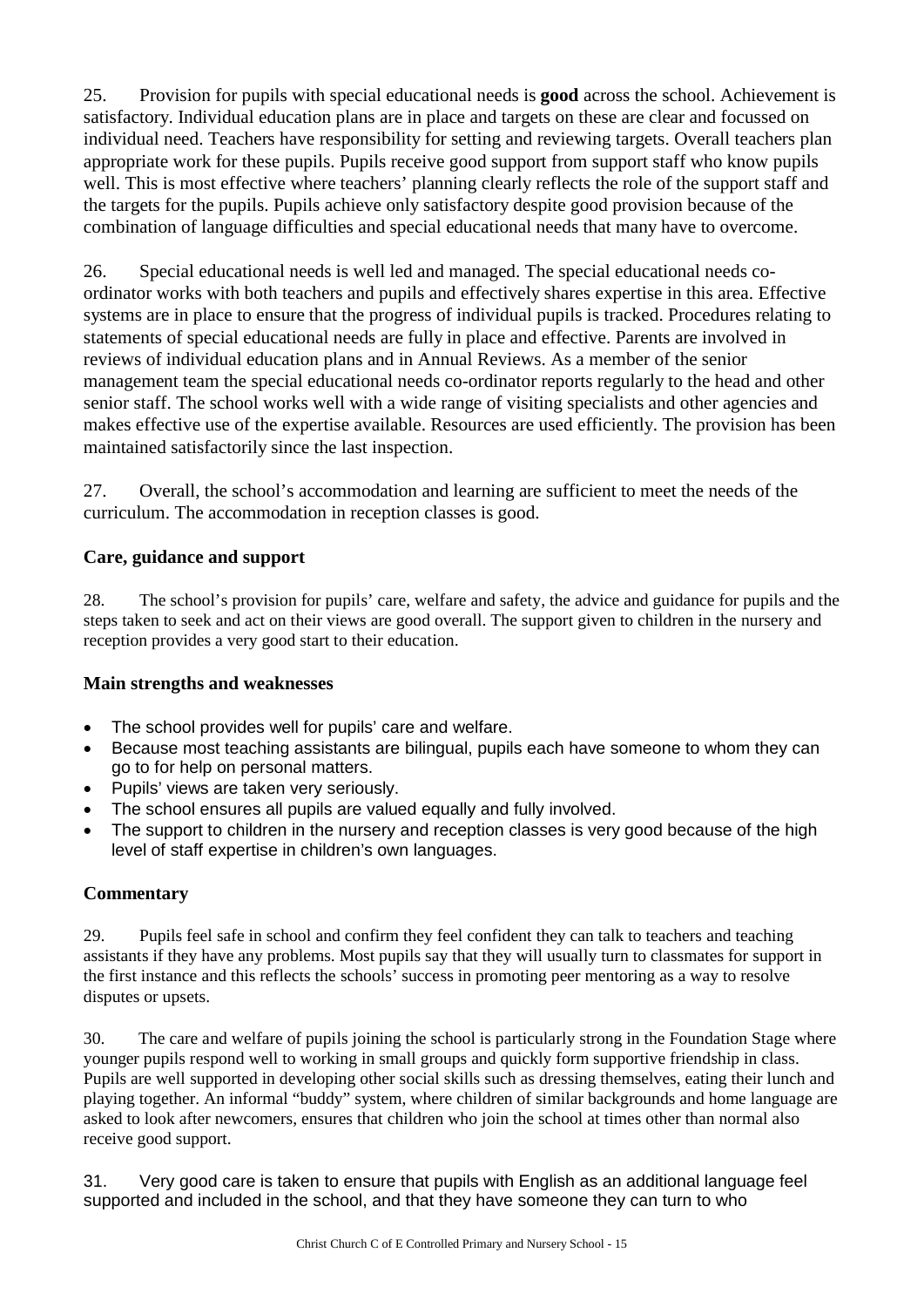25. Provision for pupils with special educational needs is **good** across the school. Achievement is satisfactory. Individual education plans are in place and targets on these are clear and focussed on individual need. Teachers have responsibility for setting and reviewing targets. Overall teachers plan appropriate work for these pupils. Pupils receive good support from support staff who know pupils well. This is most effective where teachers' planning clearly reflects the role of the support staff and the targets for the pupils. Pupils achieve only satisfactory despite good provision because of the combination of language difficulties and special educational needs that many have to overcome.

26. Special educational needs is well led and managed. The special educational needs co-ordinator works with both teachers and pupils and effectively shares expertise in this area. Effective systems are in place to ensure that the progress of individual pupils is tracked. Procedures relating to statements of special educational needs are fully in place and effective. Parents are involved in reviews of individual education plans and in Annual Reviews. As a member of the senior management team the special educational needs co-ordinator reports regularly to the head and other senior staff. The school works well with a wide range of visiting specialists and other agencies and makes effective use of the expertise available. Resources are used efficiently. The provision has been maintained satisfactorily since the last inspection.

27. Overall, the school's accommodation and learning are sufficient to meet the needs of the curriculum. The accommodation in reception classes is good.

### Care, guidance and support

28. The school's provision for pupils' care, welfare and safety, the advice and guidance for pupils and the steps taken to seek and act on their views are good overall. The support given to children in the nursery and reception provides a very good start to their education.

### Main strengths and weaknesses

- The school provides well for pupils' care and welfare.
- Because most teaching assistants are bilingual, pupils each have someone to whom they can go to for help on personal matters.
- Pupils' views are taken very seriously.
- The school ensures all pupils are valued equally and fully involved.
- The support to children in the nursery and reception classes is very good because of the high level of staff expertise in children's own languages.

### Commentary

29. Pupils feel safe in school and confirm they feel confident they can talk to teachers and teaching assistants if they have any problems. Most pupils say that they will usually turn to classmates for support in the first instance and this reflects the schools' success in promoting peer mentoring as a way to resolve disputes or upsets.

30. The care and welfare of pupils joining the school is particularly strong in the Foundation Stage where younger pupils respond well to working in small groups and quickly form supportive friendship in class. Pupils are well supported in developing other social skills such as dressing themselves, eating their lunch and playing together. An informal "buddy" system, where children of similar backgrounds and home language are asked to look after newcomers, ensures that children who join the school at times other than normal also receive good support.

31. Very good care is taken to ensure that pupils with English as an additional language feel supported and included in the school, and that they have someone they can turn to who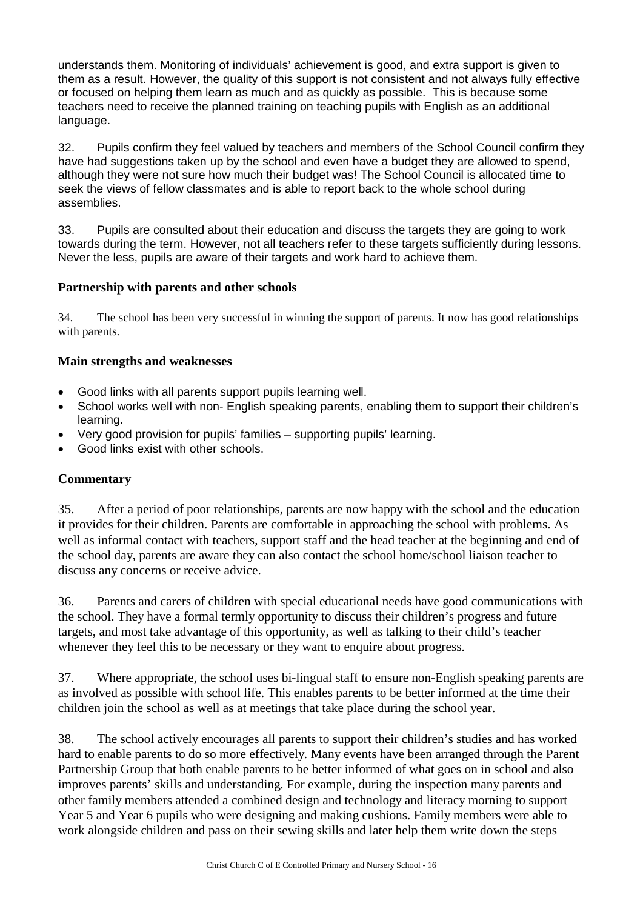understands them. Monitoring of individuals' achievement is good, and extra support is given to them as a result. However, the quality of this support is not consistent and not always fully effective or focused on helping them learn as much and as quickly as possible. This is because some teachers need to receive the planned training on teaching pupils with English as an additional language.

32. Pupils confirm they feel valued by teachers and members of the School Council confirm they have had suggestions taken up by the school and even have a budget they are allowed to spend, although they were not sure how much their budget was! The School Council is allocated time to seek the views of fellow classmates and is able to report back to the whole school during assemblies.

33. Pupils are consulted about their education and discuss the targets they are going to work towards during the term. However, not all teachers refer to these targets sufficiently during lessons. Never the less, pupils are aware of their targets and work hard to achieve them.

### Partnership with parents and other schools

34. The school has been very successful in winning the support of parents. It now has good relationships with parents.

### Main strengths and weaknesses

- Good links with all parents support pupils learning well.
- School works well with non- English speaking parents, enabling them to support their children's learning.
- Very good provision for pupils' families – supporting pupils' learning.
- Good links exist with other schools.

### Commentary

35. After a period of poor relationships, parents are now happy with the school and the education it provides for their children. Parents are comfortable in approaching the school with problems. As well as informal contact with teachers, support staff and the head teacher at the beginning and end of the school day, parents are aware they can also contact the school home/school liaison teacher to discuss any concerns or receive advice.

36. Parents and carers of children with special educational needs have good communications with the school. They have a formal termly opportunity to discuss their children's progress and future targets, and most take advantage of this opportunity, as well as talking to their child's teacher whenever they feel this to be necessary or they want to enquire about progress.

37. Where appropriate, the school uses bi-lingual staff to ensure non-English speaking parents are as involved as possible with school life. This enables parents to be better informed at the time their children join the school as well as at meetings that take place during the school year.

38. The school actively encourages all parents to support their children's studies and has worked hard to enable parents to do so more effectively. Many events have been arranged through the Parent Partnership Group that both enable parents to be better informed of what goes on in school and also improves parents' skills and understanding. For example, during the inspection many parents and other family members attended a combined design and technology and literacy morning to support Year 5 and Year 6 pupils who were designing and making cushions. Family members were able to work alongside children and pass on their sewing skills and later help them write down the steps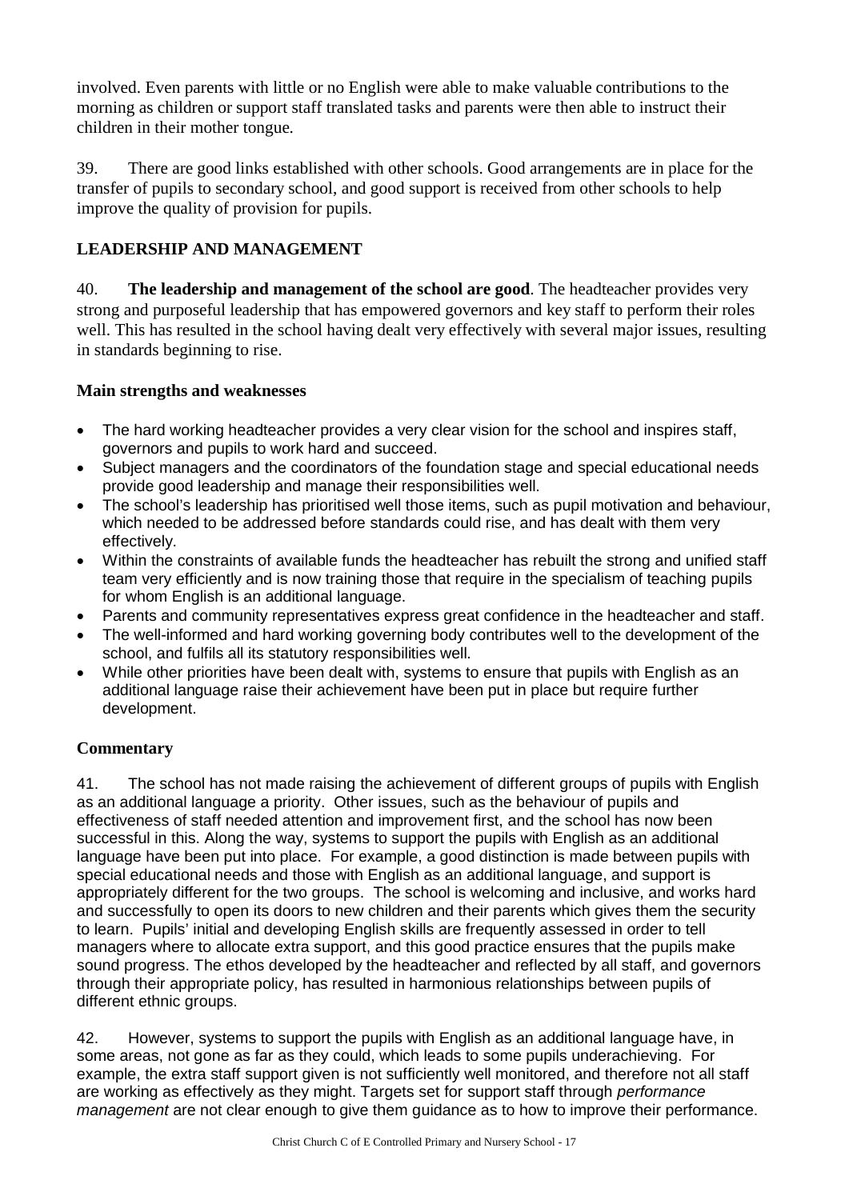involved. Even parents with little or no English were able to make valuable contributions to the morning as children or support staff translated tasks and parents were then able to instruct their children in their mother tongue.

39. There are good links established with other schools. Good arrangements are in place for the transfer of pupils to secondary school, and good support is received from other schools to help improve the quality of provision for pupils.

## LEADERSHIP AND MANAGEMENT

40. **The leadership and management of the school are good**. The headteacher provides very strong and purposeful leadership that has empowered governors and key staff to perform their roles well. This has resulted in the school having dealt very effectively with several major issues, resulting in standards beginning to rise.

### Main strengths and weaknesses

- The hard working headteacher provides a very clear vision for the school and inspires staff, governors and pupils to work hard and succeed.
- Subject managers and the coordinators of the foundation stage and special educational needs provide good leadership and manage their responsibilities well.
- The school's leadership has prioritised well those items, such as pupil motivation and behaviour, which needed to be addressed before standards could rise, and has dealt with them very effectively.
- Within the constraints of available funds the headteacher has rebuilt the strong and unified staff team very efficiently and is now training those that require in the specialism of teaching pupils for whom English is an additional language.
- Parents and community representatives express great confidence in the headteacher and staff.
- The well-informed and hard working governing body contributes well to the development of the school, and fulfils all its statutory responsibilities well.
- While other priorities have been dealt with, systems to ensure that pupils with English as an additional language raise their achievement have been put in place but require further development.

### Commentary

41. The school has not made raising the achievement of different groups of pupils with English as an additional language a priority. Other issues, such as the behaviour of pupils and effectiveness of staff needed attention and improvement first, and the school has now been successful in this. Along the way, systems to support the pupils with English as an additional language have been put into place. For example, a good distinction is made between pupils with special educational needs and those with English as an additional language, and support is appropriately different for the two groups. The school is welcoming and inclusive, and works hard and successfully to open its doors to new children and their parents which gives them the security to learn. Pupils' initial and developing English skills are frequently assessed in order to tell managers where to allocate extra support, and this good practice ensures that the pupils make sound progress. The ethos developed by the headteacher and reflected by all staff, and governors through their appropriate policy, has resulted in harmonious relationships between pupils of different ethnic groups.

42. However, systems to support the pupils with English as an additional language have, in some areas, not gone as far as they could, which leads to some pupils underachieving. For example, the extra staff support given is not sufficiently well monitored, and therefore not all staff are working as effectively as they might. Targets set for support staff through *performance management* are not clear enough to give them guidance as to how to improve their performance.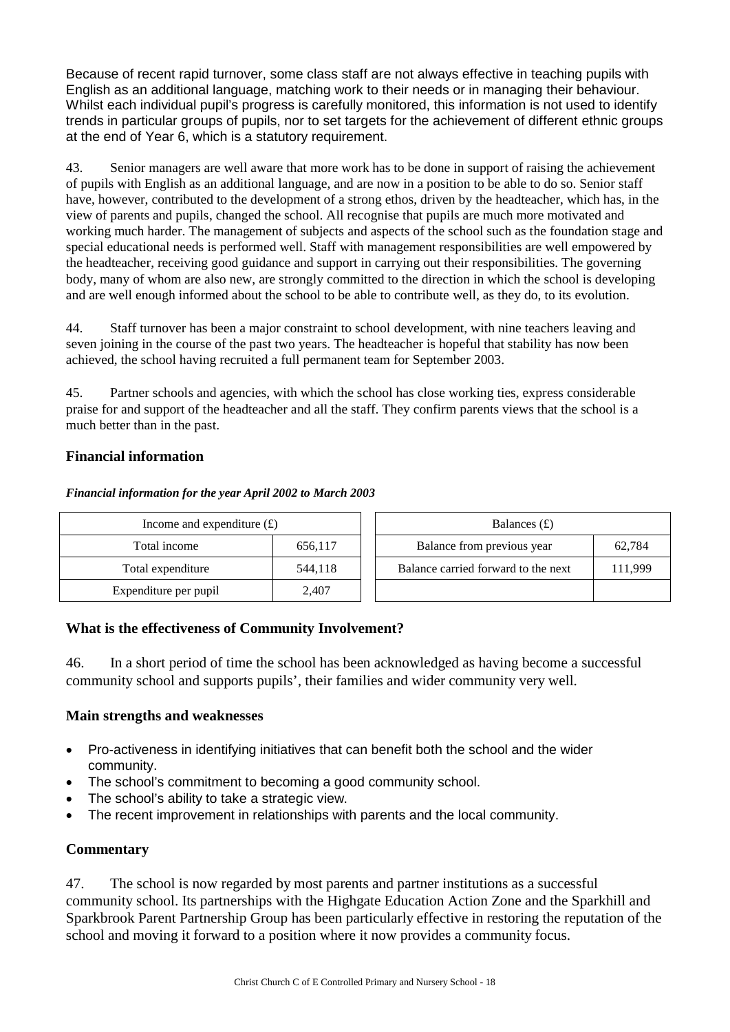Because of recent rapid turnover, some class staff are not always effective in teaching pupils with English as an additional language, matching work to their needs or in managing their behaviour. Whilst each individual pupil's progress is carefully monitored, this information is not used to identify trends in particular groups of pupils, nor to set targets for the achievement of different ethnic groups at the end of Year 6, which is a statutory requirement.

43. Senior managers are well aware that more work has to be done in support of raising the achievement of pupils with English as an additional language, and are now in a position to be able to do so. Senior staff have, however, contributed to the development of a strong ethos, driven by the headteacher, which has, in the view of parents and pupils, changed the school. All recognise that pupils are much more motivated and working much harder. The management of subjects and aspects of the school such as the foundation stage and special educational needs is performed well. Staff with management responsibilities are well empowered by the headteacher, receiving good guidance and support in carrying out their responsibilities. The governing body, many of whom are also new, are strongly committed to the direction in which the school is developing and are well enough informed about the school to be able to contribute well, as they do, to its evolution.

44. Staff turnover has been a major constraint to school development, with nine teachers leaving and seven joining in the course of the past two years. The headteacher is hopeful that stability has now been achieved, the school having recruited a full permanent team for September 2003.

45. Partner schools and agencies, with which the school has close working ties, express considerable praise for and support of the headteacher and all the staff. They confirm parents views that the school is a much better than in the past.

### Financial information

***Financial information for the year April 2002 to March 2003***

| Income and expenditure (£) | |
|---|---|
| Total income | 656,117 |
| Total expenditure | 544,118 |
| Expenditure per pupil | 2,407 |

| Balances (£) | |
|---|---|
| Balance from previous year | 62,784 |
| Balance carried forward to the next | 111,999 |

### What is the effectiveness of Community Involvement?

46. In a short period of time the school has been acknowledged as having become a successful community school and supports pupils', their families and wider community very well.

### Main strengths and weaknesses

- Pro-activeness in identifying initiatives that can benefit both the school and the wider community.
- The school's commitment to becoming a good community school.
- The school's ability to take a strategic view.
- The recent improvement in relationships with parents and the local community.

### Commentary

47. The school is now regarded by most parents and partner institutions as a successful community school. Its partnerships with the Highgate Education Action Zone and the Sparkhill and Sparkbrook Parent Partnership Group has been particularly effective in restoring the reputation of the school and moving it forward to a position where it now provides a community focus.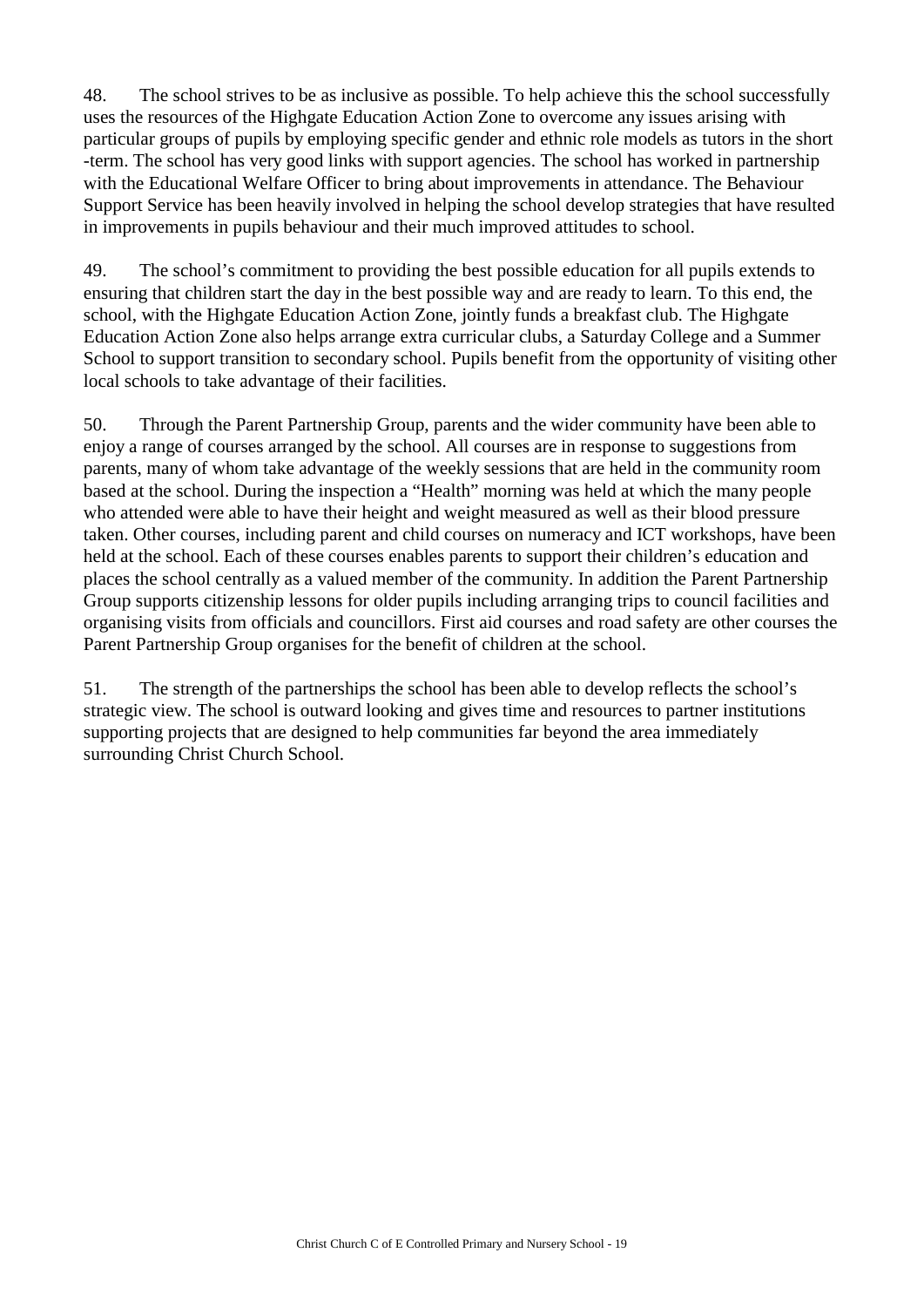48. The school strives to be as inclusive as possible. To help achieve this the school successfully uses the resources of the Highgate Education Action Zone to overcome any issues arising with particular groups of pupils by employing specific gender and ethnic role models as tutors in the short -term. The school has very good links with support agencies. The school has worked in partnership with the Educational Welfare Officer to bring about improvements in attendance. The Behaviour Support Service has been heavily involved in helping the school develop strategies that have resulted in improvements in pupils behaviour and their much improved attitudes to school.

49. The school's commitment to providing the best possible education for all pupils extends to ensuring that children start the day in the best possible way and are ready to learn. To this end, the school, with the Highgate Education Action Zone, jointly funds a breakfast club. The Highgate Education Action Zone also helps arrange extra curricular clubs, a Saturday College and a Summer School to support transition to secondary school. Pupils benefit from the opportunity of visiting other local schools to take advantage of their facilities.

50. Through the Parent Partnership Group, parents and the wider community have been able to enjoy a range of courses arranged by the school. All courses are in response to suggestions from parents, many of whom take advantage of the weekly sessions that are held in the community room based at the school. During the inspection a "Health" morning was held at which the many people who attended were able to have their height and weight measured as well as their blood pressure taken. Other courses, including parent and child courses on numeracy and ICT workshops, have been held at the school. Each of these courses enables parents to support their children's education and places the school centrally as a valued member of the community. In addition the Parent Partnership Group supports citizenship lessons for older pupils including arranging trips to council facilities and organising visits from officials and councillors. First aid courses and road safety are other courses the Parent Partnership Group organises for the benefit of children at the school.

51. The strength of the partnerships the school has been able to develop reflects the school's strategic view. The school is outward looking and gives time and resources to partner institutions supporting projects that are designed to help communities far beyond the area immediately surrounding Christ Church School.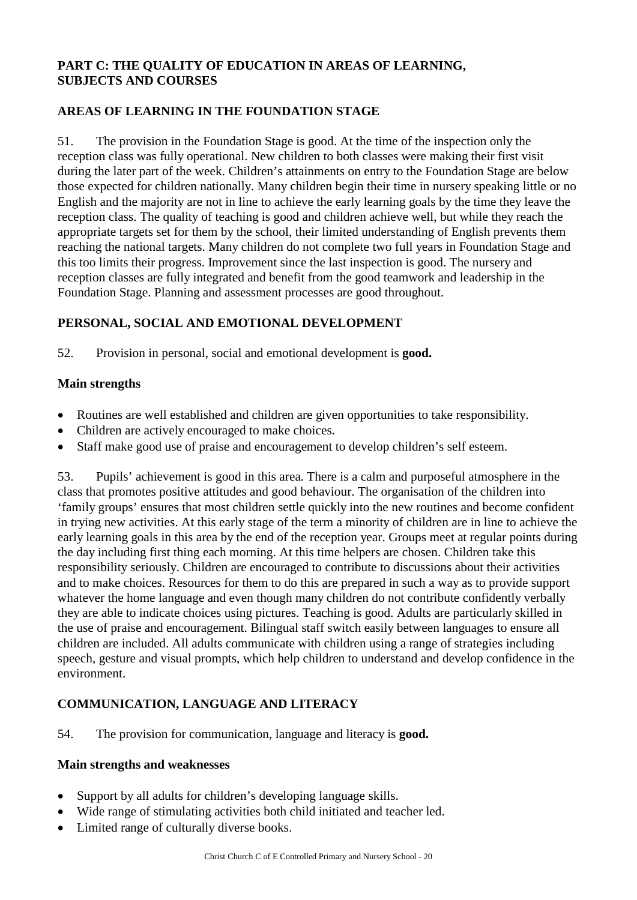## PART C: THE QUALITY OF EDUCATION IN AREAS OF LEARNING, SUBJECTS AND COURSES

### AREAS OF LEARNING IN THE FOUNDATION STAGE

51. The provision in the Foundation Stage is good. At the time of the inspection only the reception class was fully operational. New children to both classes were making their first visit during the later part of the week. Children's attainments on entry to the Foundation Stage are below those expected for children nationally. Many children begin their time in nursery speaking little or no English and the majority are not in line to achieve the early learning goals by the time they leave the reception class. The quality of teaching is good and children achieve well, but while they reach the appropriate targets set for them by the school, their limited understanding of English prevents them reaching the national targets. Many children do not complete two full years in Foundation Stage and this too limits their progress. Improvement since the last inspection is good. The nursery and reception classes are fully integrated and benefit from the good teamwork and leadership in the Foundation Stage. Planning and assessment processes are good throughout.

### PERSONAL, SOCIAL AND EMOTIONAL DEVELOPMENT

52. Provision in personal, social and emotional development is **good.**

#### Main strengths

- Routines are well established and children are given opportunities to take responsibility.
- Children are actively encouraged to make choices.
- Staff make good use of praise and encouragement to develop children's self esteem.

53. Pupils' achievement is good in this area. There is a calm and purposeful atmosphere in the class that promotes positive attitudes and good behaviour. The organisation of the children into 'family groups' ensures that most children settle quickly into the new routines and become confident in trying new activities. At this early stage of the term a minority of children are in line to achieve the early learning goals in this area by the end of the reception year. Groups meet at regular points during the day including first thing each morning. At this time helpers are chosen. Children take this responsibility seriously. Children are encouraged to contribute to discussions about their activities and to make choices. Resources for them to do this are prepared in such a way as to provide support whatever the home language and even though many children do not contribute confidently verbally they are able to indicate choices using pictures. Teaching is good. Adults are particularly skilled in the use of praise and encouragement. Bilingual staff switch easily between languages to ensure all children are included. All adults communicate with children using a range of strategies including speech, gesture and visual prompts, which help children to understand and develop confidence in the environment.

### COMMUNICATION, LANGUAGE AND LITERACY

54. The provision for communication, language and literacy is **good.**

#### Main strengths and weaknesses

- Support by all adults for children's developing language skills.
- Wide range of stimulating activities both child initiated and teacher led.
- Limited range of culturally diverse books.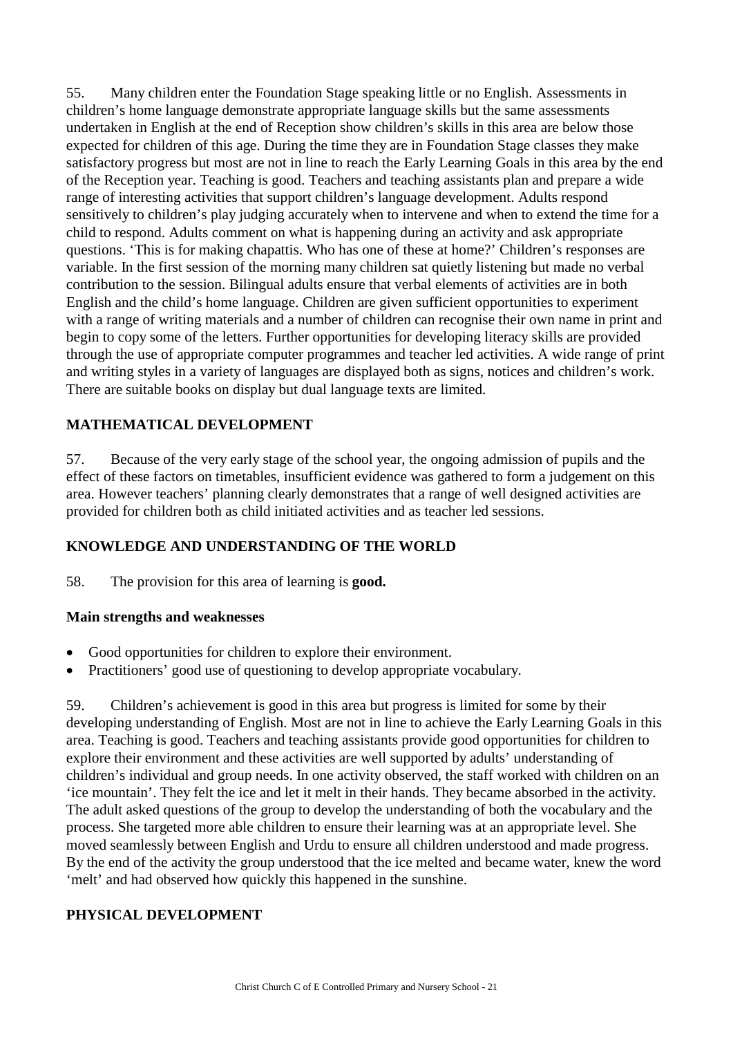55. Many children enter the Foundation Stage speaking little or no English. Assessments in children's home language demonstrate appropriate language skills but the same assessments undertaken in English at the end of Reception show children's skills in this area are below those expected for children of this age. During the time they are in Foundation Stage classes they make satisfactory progress but most are not in line to reach the Early Learning Goals in this area by the end of the Reception year. Teaching is good. Teachers and teaching assistants plan and prepare a wide range of interesting activities that support children's language development. Adults respond sensitively to children's play judging accurately when to intervene and when to extend the time for a child to respond. Adults comment on what is happening during an activity and ask appropriate questions. 'This is for making chapattis. Who has one of these at home?' Children's responses are variable. In the first session of the morning many children sat quietly listening but made no verbal contribution to the session. Bilingual adults ensure that verbal elements of activities are in both English and the child's home language. Children are given sufficient opportunities to experiment with a range of writing materials and a number of children can recognise their own name in print and begin to copy some of the letters. Further opportunities for developing literacy skills are provided through the use of appropriate computer programmes and teacher led activities. A wide range of print and writing styles in a variety of languages are displayed both as signs, notices and children's work. There are suitable books on display but dual language texts are limited.

## MATHEMATICAL DEVELOPMENT

57. Because of the very early stage of the school year, the ongoing admission of pupils and the effect of these factors on timetables, insufficient evidence was gathered to form a judgement on this area. However teachers' planning clearly demonstrates that a range of well designed activities are provided for children both as child initiated activities and as teacher led sessions.

## KNOWLEDGE AND UNDERSTANDING OF THE WORLD

58. The provision for this area of learning is **good.**

### Main strengths and weaknesses

- Good opportunities for children to explore their environment.
- Practitioners' good use of questioning to develop appropriate vocabulary.

59. Children's achievement is good in this area but progress is limited for some by their developing understanding of English. Most are not in line to achieve the Early Learning Goals in this area. Teaching is good. Teachers and teaching assistants provide good opportunities for children to explore their environment and these activities are well supported by adults' understanding of children's individual and group needs. In one activity observed, the staff worked with children on an 'ice mountain'. They felt the ice and let it melt in their hands. They became absorbed in the activity. The adult asked questions of the group to develop the understanding of both the vocabulary and the process. She targeted more able children to ensure their learning was at an appropriate level. She moved seamlessly between English and Urdu to ensure all children understood and made progress. By the end of the activity the group understood that the ice melted and became water, knew the word 'melt' and had observed how quickly this happened in the sunshine.

## PHYSICAL DEVELOPMENT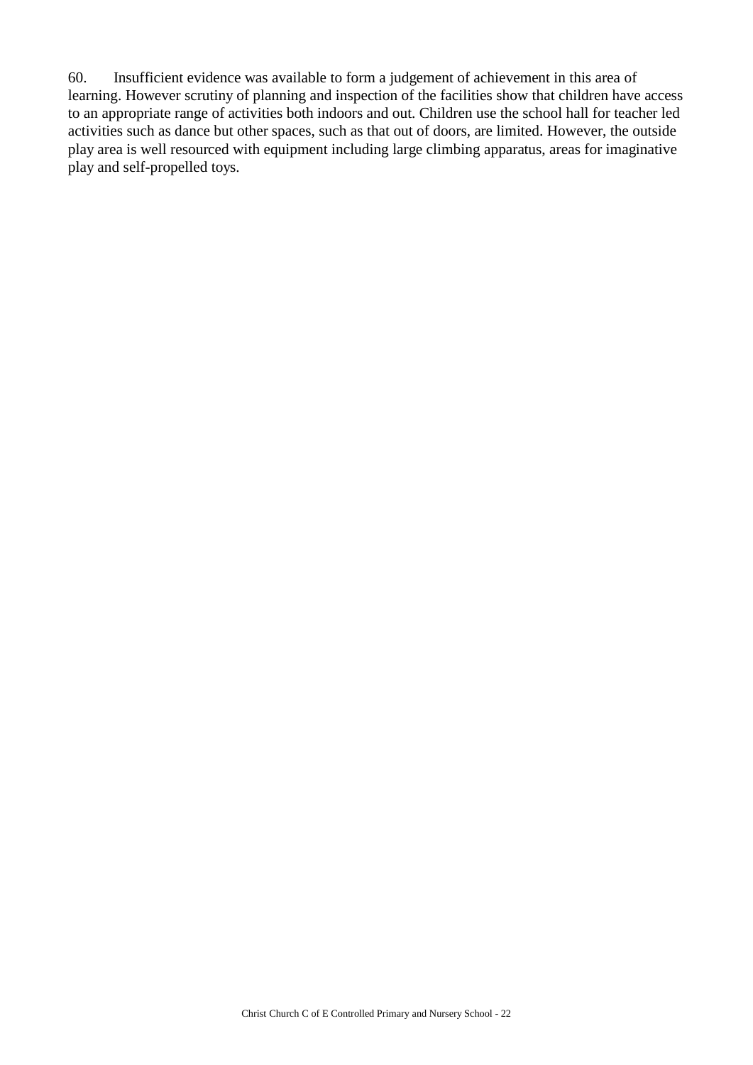60. Insufficient evidence was available to form a judgement of achievement in this area of learning. However scrutiny of planning and inspection of the facilities show that children have access to an appropriate range of activities both indoors and out. Children use the school hall for teacher led activities such as dance but other spaces, such as that out of doors, are limited. However, the outside play area is well resourced with equipment including large climbing apparatus, areas for imaginative play and self-propelled toys.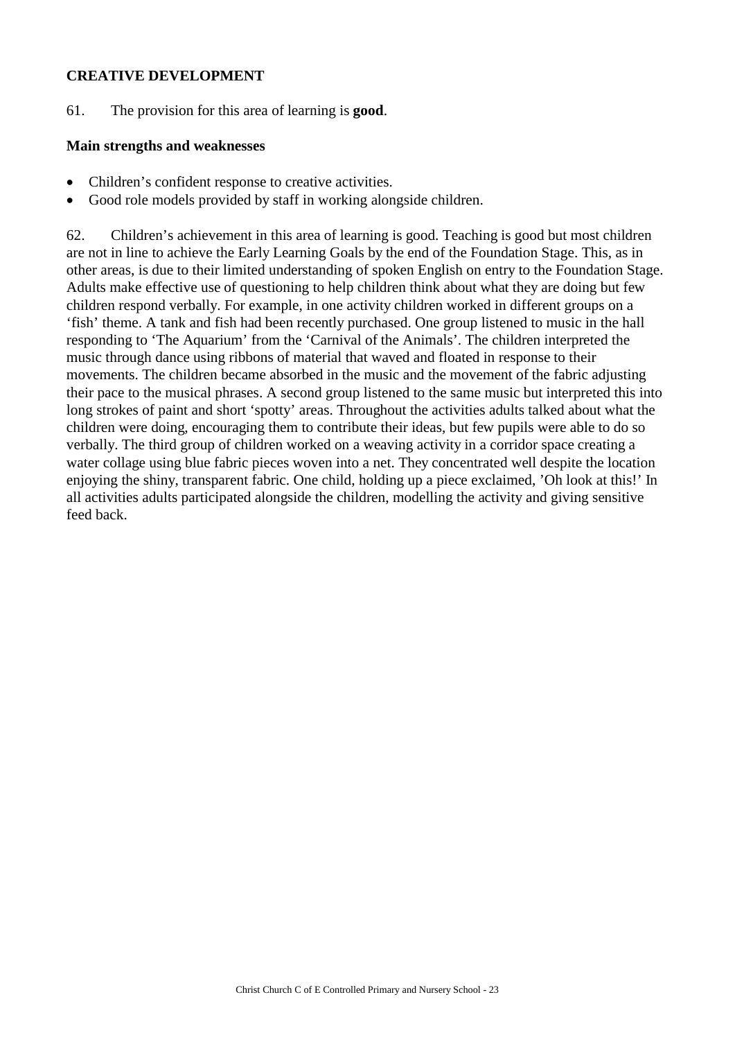### CREATIVE DEVELOPMENT

61. The provision for this area of learning is **good**.

**Main strengths and weaknesses**

- Children's confident response to creative activities.
- Good role models provided by staff in working alongside children.

62. Children's achievement in this area of learning is good. Teaching is good but most children are not in line to achieve the Early Learning Goals by the end of the Foundation Stage. This, as in other areas, is due to their limited understanding of spoken English on entry to the Foundation Stage. Adults make effective use of questioning to help children think about what they are doing but few children respond verbally. For example, in one activity children worked in different groups on a 'fish' theme. A tank and fish had been recently purchased. One group listened to music in the hall responding to 'The Aquarium' from the 'Carnival of the Animals'. The children interpreted the music through dance using ribbons of material that waved and floated in response to their movements. The children became absorbed in the music and the movement of the fabric adjusting their pace to the musical phrases. A second group listened to the same music but interpreted this into long strokes of paint and short 'spotty' areas. Throughout the activities adults talked about what the children were doing, encouraging them to contribute their ideas, but few pupils were able to do so verbally. The third group of children worked on a weaving activity in a corridor space creating a water collage using blue fabric pieces woven into a net. They concentrated well despite the location enjoying the shiny, transparent fabric. One child, holding up a piece exclaimed, 'Oh look at this!' In all activities adults participated alongside the children, modelling the activity and giving sensitive feed back.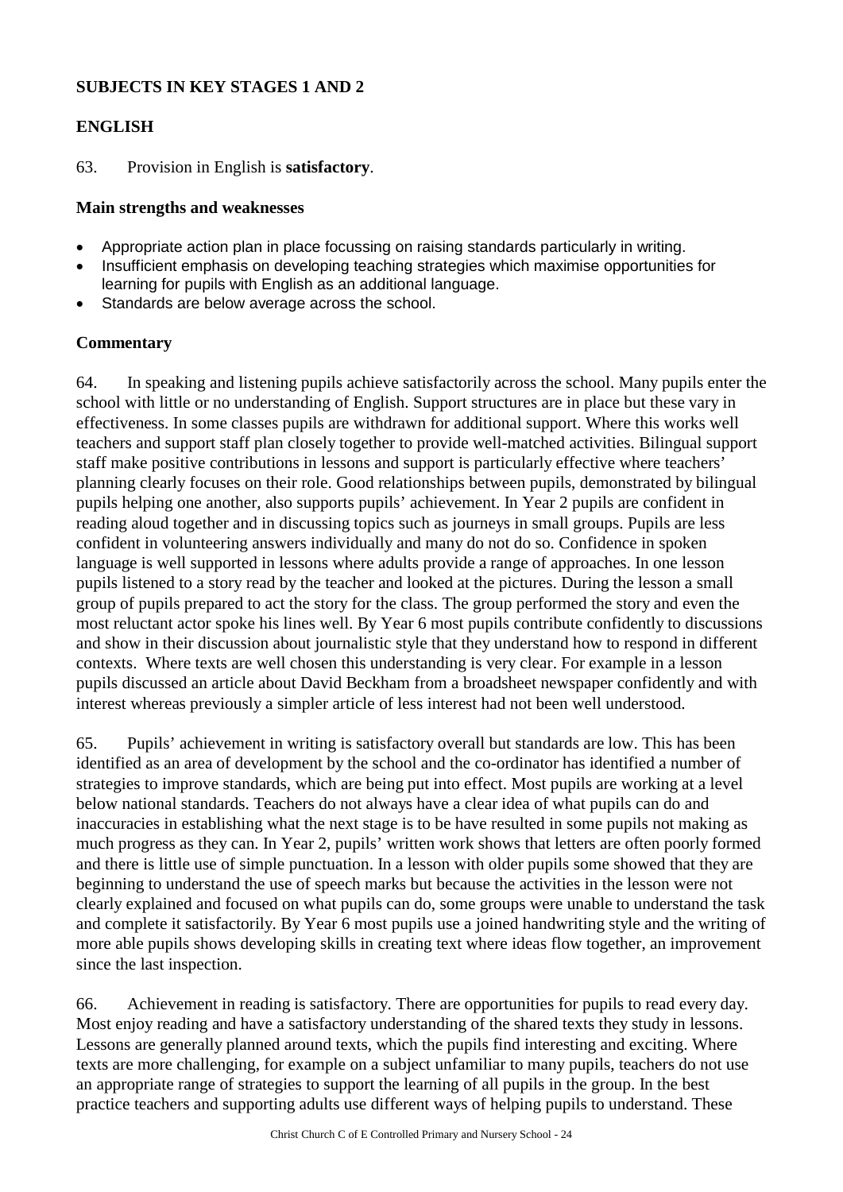## SUBJECTS IN KEY STAGES 1 AND 2

## ENGLISH

63. Provision in English is **satisfactory**.

### Main strengths and weaknesses

- Appropriate action plan in place focussing on raising standards particularly in writing.
- Insufficient emphasis on developing teaching strategies which maximise opportunities for learning for pupils with English as an additional language.
- Standards are below average across the school.

### Commentary

64. In speaking and listening pupils achieve satisfactorily across the school. Many pupils enter the school with little or no understanding of English. Support structures are in place but these vary in effectiveness. In some classes pupils are withdrawn for additional support. Where this works well teachers and support staff plan closely together to provide well-matched activities. Bilingual support staff make positive contributions in lessons and support is particularly effective where teachers' planning clearly focuses on their role. Good relationships between pupils, demonstrated by bilingual pupils helping one another, also supports pupils' achievement. In Year 2 pupils are confident in reading aloud together and in discussing topics such as journeys in small groups. Pupils are less confident in volunteering answers individually and many do not do so. Confidence in spoken language is well supported in lessons where adults provide a range of approaches. In one lesson pupils listened to a story read by the teacher and looked at the pictures. During the lesson a small group of pupils prepared to act the story for the class. The group performed the story and even the most reluctant actor spoke his lines well. By Year 6 most pupils contribute confidently to discussions and show in their discussion about journalistic style that they understand how to respond in different contexts. Where texts are well chosen this understanding is very clear. For example in a lesson pupils discussed an article about David Beckham from a broadsheet newspaper confidently and with interest whereas previously a simpler article of less interest had not been well understood.

65. Pupils' achievement in writing is satisfactory overall but standards are low. This has been identified as an area of development by the school and the co-ordinator has identified a number of strategies to improve standards, which are being put into effect. Most pupils are working at a level below national standards. Teachers do not always have a clear idea of what pupils can do and inaccuracies in establishing what the next stage is to be have resulted in some pupils not making as much progress as they can. In Year 2, pupils' written work shows that letters are often poorly formed and there is little use of simple punctuation. In a lesson with older pupils some showed that they are beginning to understand the use of speech marks but because the activities in the lesson were not clearly explained and focused on what pupils can do, some groups were unable to understand the task and complete it satisfactorily. By Year 6 most pupils use a joined handwriting style and the writing of more able pupils shows developing skills in creating text where ideas flow together, an improvement since the last inspection.

66. Achievement in reading is satisfactory. There are opportunities for pupils to read every day. Most enjoy reading and have a satisfactory understanding of the shared texts they study in lessons. Lessons are generally planned around texts, which the pupils find interesting and exciting. Where texts are more challenging, for example on a subject unfamiliar to many pupils, teachers do not use an appropriate range of strategies to support the learning of all pupils in the group. In the best practice teachers and supporting adults use different ways of helping pupils to understand. These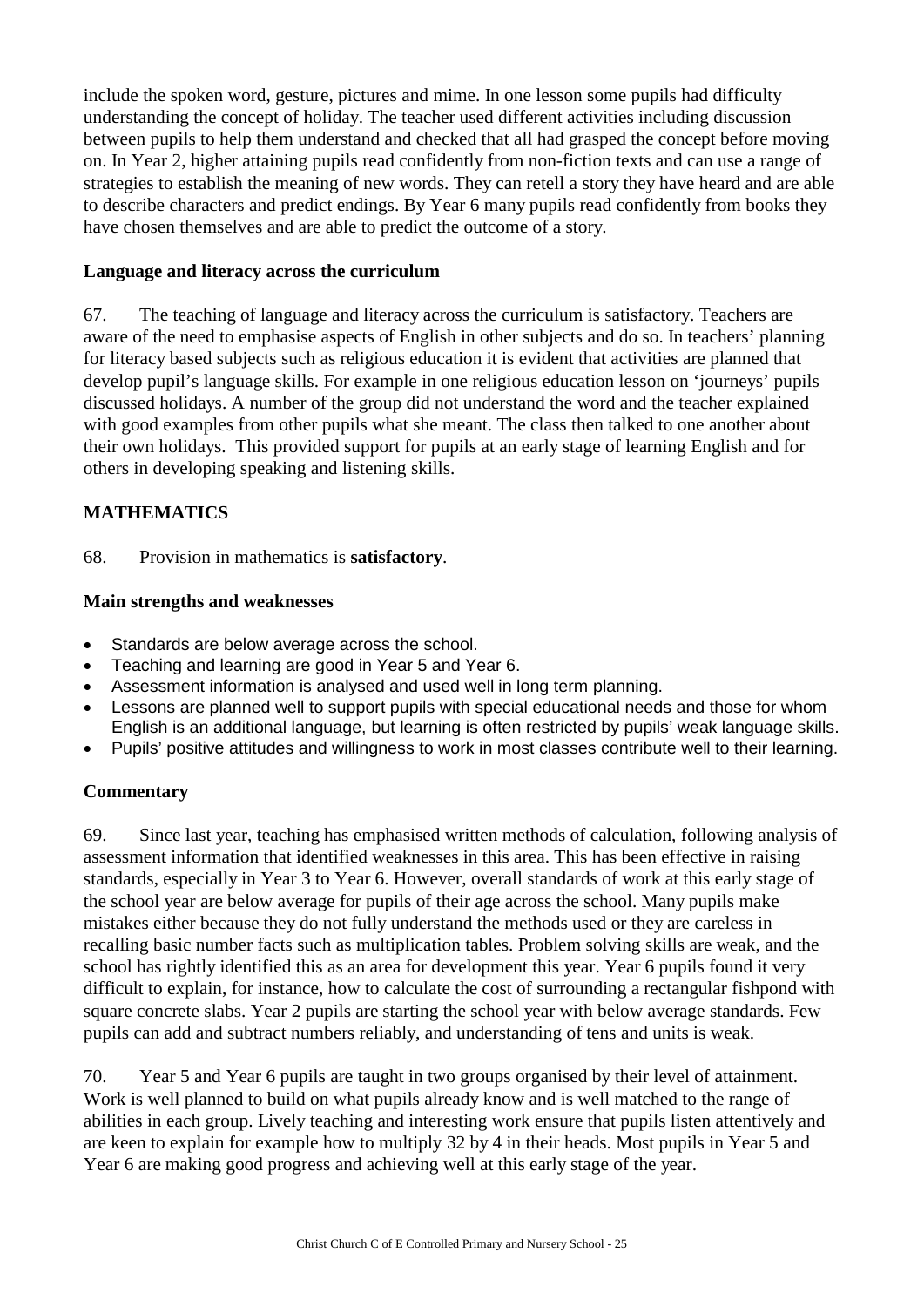include the spoken word, gesture, pictures and mime. In one lesson some pupils had difficulty understanding the concept of holiday. The teacher used different activities including discussion between pupils to help them understand and checked that all had grasped the concept before moving on. In Year 2, higher attaining pupils read confidently from non-fiction texts and can use a range of strategies to establish the meaning of new words. They can retell a story they have heard and are able to describe characters and predict endings. By Year 6 many pupils read confidently from books they have chosen themselves and are able to predict the outcome of a story.

**Language and literacy across the curriculum**

67. The teaching of language and literacy across the curriculum is satisfactory. Teachers are aware of the need to emphasise aspects of English in other subjects and do so. In teachers' planning for literacy based subjects such as religious education it is evident that activities are planned that develop pupil's language skills. For example in one religious education lesson on 'journeys' pupils discussed holidays. A number of the group did not understand the word and the teacher explained with good examples from other pupils what she meant. The class then talked to one another about their own holidays. This provided support for pupils at an early stage of learning English and for others in developing speaking and listening skills.

## MATHEMATICS

68. Provision in mathematics is **satisfactory**.

**Main strengths and weaknesses**

- Standards are below average across the school.
- Teaching and learning are good in Year 5 and Year 6.
- Assessment information is analysed and used well in long term planning.
- Lessons are planned well to support pupils with special educational needs and those for whom English is an additional language, but learning is often restricted by pupils' weak language skills.
- Pupils' positive attitudes and willingness to work in most classes contribute well to their learning.

**Commentary**

69. Since last year, teaching has emphasised written methods of calculation, following analysis of assessment information that identified weaknesses in this area. This has been effective in raising standards, especially in Year 3 to Year 6. However, overall standards of work at this early stage of the school year are below average for pupils of their age across the school. Many pupils make mistakes either because they do not fully understand the methods used or they are careless in recalling basic number facts such as multiplication tables. Problem solving skills are weak, and the school has rightly identified this as an area for development this year. Year 6 pupils found it very difficult to explain, for instance, how to calculate the cost of surrounding a rectangular fishpond with square concrete slabs. Year 2 pupils are starting the school year with below average standards. Few pupils can add and subtract numbers reliably, and understanding of tens and units is weak.

70. Year 5 and Year 6 pupils are taught in two groups organised by their level of attainment. Work is well planned to build on what pupils already know and is well matched to the range of abilities in each group. Lively teaching and interesting work ensure that pupils listen attentively and are keen to explain for example how to multiply 32 by 4 in their heads. Most pupils in Year 5 and Year 6 are making good progress and achieving well at this early stage of the year.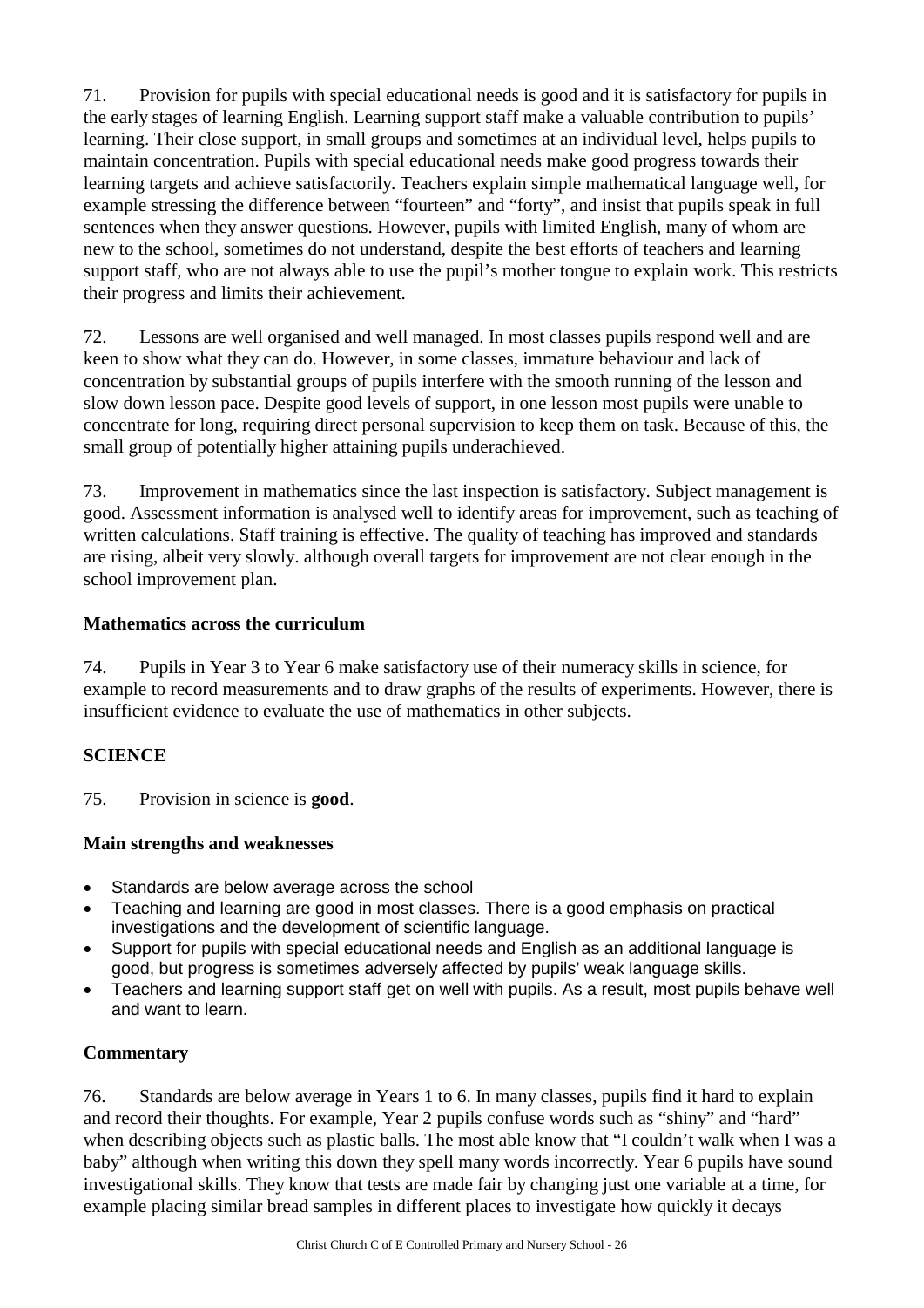71. Provision for pupils with special educational needs is good and it is satisfactory for pupils in the early stages of learning English. Learning support staff make a valuable contribution to pupils' learning. Their close support, in small groups and sometimes at an individual level, helps pupils to maintain concentration. Pupils with special educational needs make good progress towards their learning targets and achieve satisfactorily. Teachers explain simple mathematical language well, for example stressing the difference between "fourteen" and "forty", and insist that pupils speak in full sentences when they answer questions. However, pupils with limited English, many of whom are new to the school, sometimes do not understand, despite the best efforts of teachers and learning support staff, who are not always able to use the pupil's mother tongue to explain work. This restricts their progress and limits their achievement.

72. Lessons are well organised and well managed. In most classes pupils respond well and are keen to show what they can do. However, in some classes, immature behaviour and lack of concentration by substantial groups of pupils interfere with the smooth running of the lesson and slow down lesson pace. Despite good levels of support, in one lesson most pupils were unable to concentrate for long, requiring direct personal supervision to keep them on task. Because of this, the small group of potentially higher attaining pupils underachieved.

73. Improvement in mathematics since the last inspection is satisfactory. Subject management is good. Assessment information is analysed well to identify areas for improvement, such as teaching of written calculations. Staff training is effective. The quality of teaching has improved and standards are rising, albeit very slowly. although overall targets for improvement are not clear enough in the school improvement plan.

### Mathematics across the curriculum

74. Pupils in Year 3 to Year 6 make satisfactory use of their numeracy skills in science, for example to record measurements and to draw graphs of the results of experiments. However, there is insufficient evidence to evaluate the use of mathematics in other subjects.

## SCIENCE

75. Provision in science is **good**.

### Main strengths and weaknesses

- Standards are below average across the school
- Teaching and learning are good in most classes. There is a good emphasis on practical investigations and the development of scientific language.
- Support for pupils with special educational needs and English as an additional language is good, but progress is sometimes adversely affected by pupils' weak language skills.
- Teachers and learning support staff get on well with pupils. As a result, most pupils behave well and want to learn.

### Commentary

76. Standards are below average in Years 1 to 6. In many classes, pupils find it hard to explain and record their thoughts. For example, Year 2 pupils confuse words such as "shiny" and "hard" when describing objects such as plastic balls. The most able know that "I couldn't walk when I was a baby" although when writing this down they spell many words incorrectly. Year 6 pupils have sound investigational skills. They know that tests are made fair by changing just one variable at a time, for example placing similar bread samples in different places to investigate how quickly it decays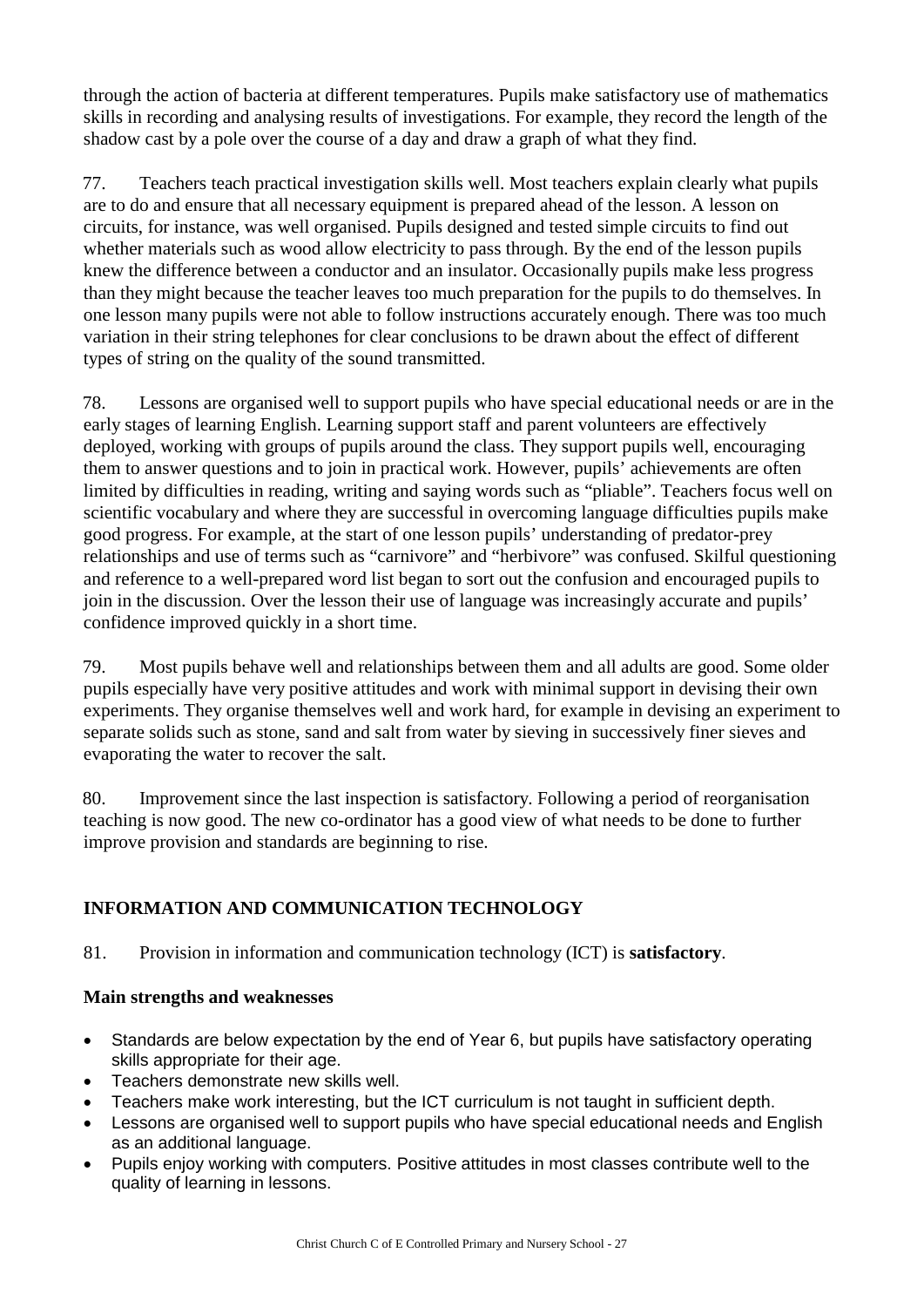through the action of bacteria at different temperatures. Pupils make satisfactory use of mathematics skills in recording and analysing results of investigations. For example, they record the length of the shadow cast by a pole over the course of a day and draw a graph of what they find.

77. Teachers teach practical investigation skills well. Most teachers explain clearly what pupils are to do and ensure that all necessary equipment is prepared ahead of the lesson. A lesson on circuits, for instance, was well organised. Pupils designed and tested simple circuits to find out whether materials such as wood allow electricity to pass through. By the end of the lesson pupils knew the difference between a conductor and an insulator. Occasionally pupils make less progress than they might because the teacher leaves too much preparation for the pupils to do themselves. In one lesson many pupils were not able to follow instructions accurately enough. There was too much variation in their string telephones for clear conclusions to be drawn about the effect of different types of string on the quality of the sound transmitted.

78. Lessons are organised well to support pupils who have special educational needs or are in the early stages of learning English. Learning support staff and parent volunteers are effectively deployed, working with groups of pupils around the class. They support pupils well, encouraging them to answer questions and to join in practical work. However, pupils' achievements are often limited by difficulties in reading, writing and saying words such as "pliable". Teachers focus well on scientific vocabulary and where they are successful in overcoming language difficulties pupils make good progress. For example, at the start of one lesson pupils' understanding of predator-prey relationships and use of terms such as "carnivore" and "herbivore" was confused. Skilful questioning and reference to a well-prepared word list began to sort out the confusion and encouraged pupils to join in the discussion. Over the lesson their use of language was increasingly accurate and pupils' confidence improved quickly in a short time.

79. Most pupils behave well and relationships between them and all adults are good. Some older pupils especially have very positive attitudes and work with minimal support in devising their own experiments. They organise themselves well and work hard, for example in devising an experiment to separate solids such as stone, sand and salt from water by sieving in successively finer sieves and evaporating the water to recover the salt.

80. Improvement since the last inspection is satisfactory. Following a period of reorganisation teaching is now good. The new co-ordinator has a good view of what needs to be done to further improve provision and standards are beginning to rise.

## INFORMATION AND COMMUNICATION TECHNOLOGY

81. Provision in information and communication technology (ICT) is **satisfactory**.

### Main strengths and weaknesses

- Standards are below expectation by the end of Year 6, but pupils have satisfactory operating skills appropriate for their age.
- Teachers demonstrate new skills well.
- Teachers make work interesting, but the ICT curriculum is not taught in sufficient depth.
- Lessons are organised well to support pupils who have special educational needs and English as an additional language.
- Pupils enjoy working with computers. Positive attitudes in most classes contribute well to the quality of learning in lessons.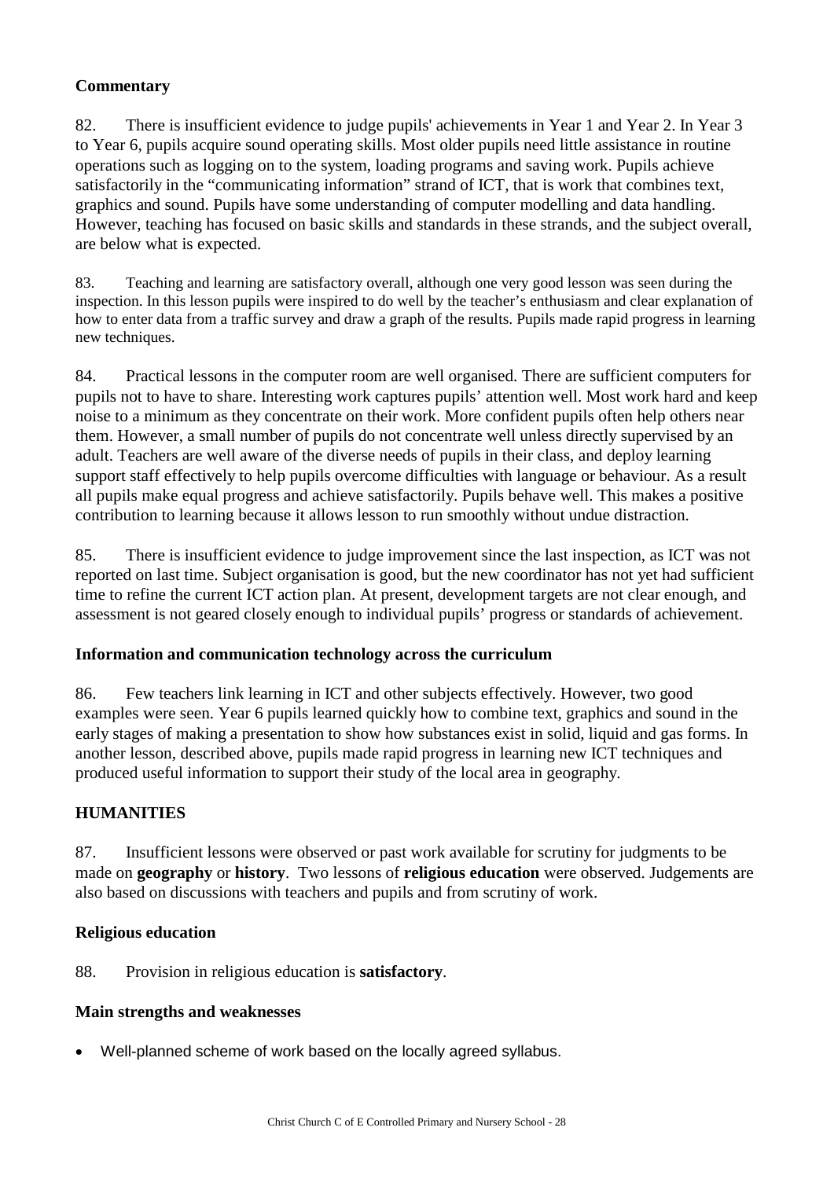### Commentary

82. There is insufficient evidence to judge pupils' achievements in Year 1 and Year 2. In Year 3 to Year 6, pupils acquire sound operating skills. Most older pupils need little assistance in routine operations such as logging on to the system, loading programs and saving work. Pupils achieve satisfactorily in the "communicating information" strand of ICT, that is work that combines text, graphics and sound. Pupils have some understanding of computer modelling and data handling. However, teaching has focused on basic skills and standards in these strands, and the subject overall, are below what is expected.

83. Teaching and learning are satisfactory overall, although one very good lesson was seen during the inspection. In this lesson pupils were inspired to do well by the teacher's enthusiasm and clear explanation of how to enter data from a traffic survey and draw a graph of the results. Pupils made rapid progress in learning new techniques.

84. Practical lessons in the computer room are well organised. There are sufficient computers for pupils not to have to share. Interesting work captures pupils' attention well. Most work hard and keep noise to a minimum as they concentrate on their work. More confident pupils often help others near them. However, a small number of pupils do not concentrate well unless directly supervised by an adult. Teachers are well aware of the diverse needs of pupils in their class, and deploy learning support staff effectively to help pupils overcome difficulties with language or behaviour. As a result all pupils make equal progress and achieve satisfactorily. Pupils behave well. This makes a positive contribution to learning because it allows lesson to run smoothly without undue distraction.

85. There is insufficient evidence to judge improvement since the last inspection, as ICT was not reported on last time. Subject organisation is good, but the new coordinator has not yet had sufficient time to refine the current ICT action plan. At present, development targets are not clear enough, and assessment is not geared closely enough to individual pupils' progress or standards of achievement.

### Information and communication technology across the curriculum

86. Few teachers link learning in ICT and other subjects effectively. However, two good examples were seen. Year 6 pupils learned quickly how to combine text, graphics and sound in the early stages of making a presentation to show how substances exist in solid, liquid and gas forms. In another lesson, described above, pupils made rapid progress in learning new ICT techniques and produced useful information to support their study of the local area in geography.

## HUMANITIES

87. Insufficient lessons were observed or past work available for scrutiny for judgments to be made on **geography** or **history**. Two lessons of **religious education** were observed. Judgements are also based on discussions with teachers and pupils and from scrutiny of work.

### Religious education

88. Provision in religious education is **satisfactory**.

### Main strengths and weaknesses

- Well-planned scheme of work based on the locally agreed syllabus.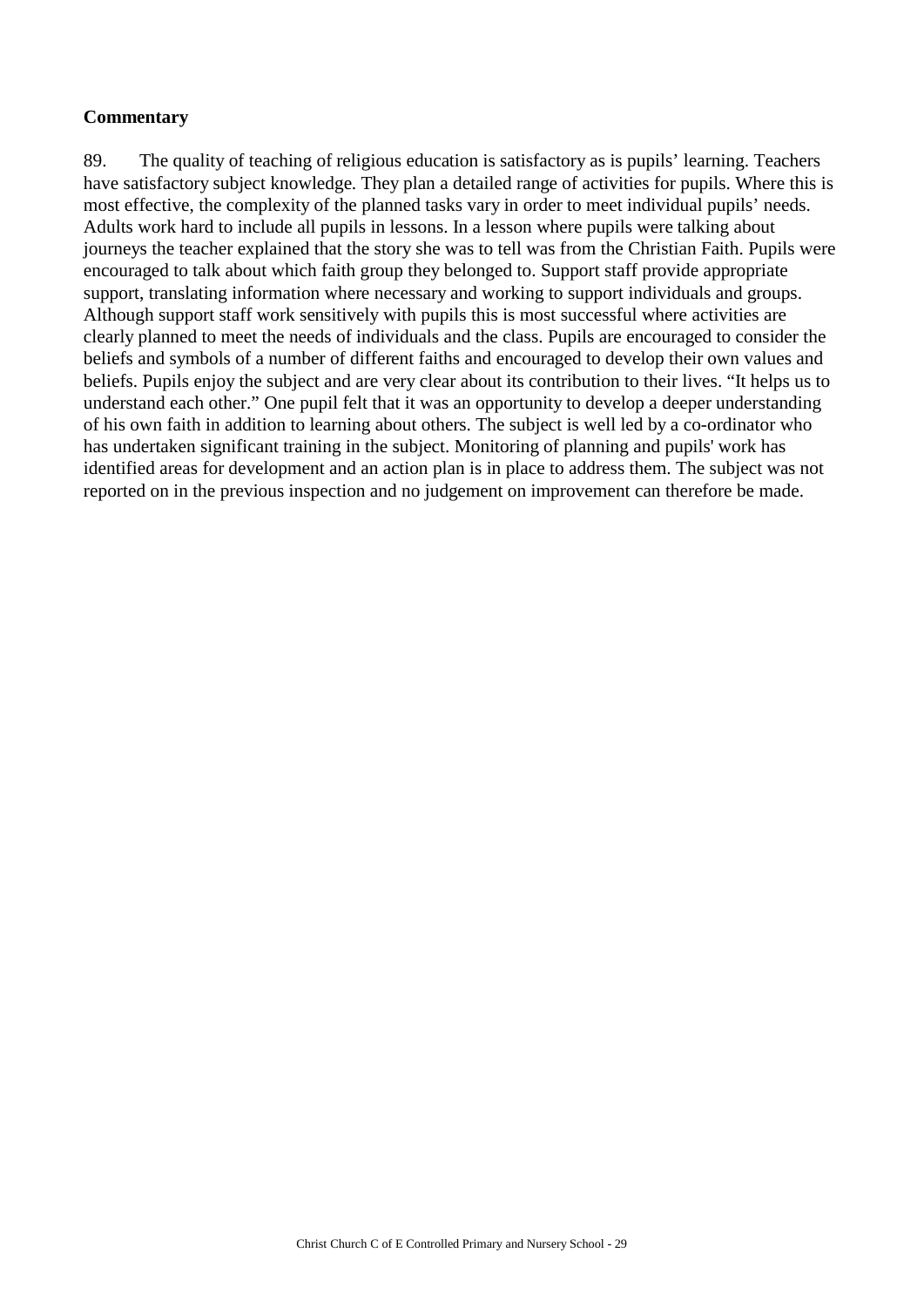**Commentary**

89. The quality of teaching of religious education is satisfactory as is pupils' learning. Teachers have satisfactory subject knowledge. They plan a detailed range of activities for pupils. Where this is most effective, the complexity of the planned tasks vary in order to meet individual pupils' needs. Adults work hard to include all pupils in lessons. In a lesson where pupils were talking about journeys the teacher explained that the story she was to tell was from the Christian Faith. Pupils were encouraged to talk about which faith group they belonged to. Support staff provide appropriate support, translating information where necessary and working to support individuals and groups. Although support staff work sensitively with pupils this is most successful where activities are clearly planned to meet the needs of individuals and the class. Pupils are encouraged to consider the beliefs and symbols of a number of different faiths and encouraged to develop their own values and beliefs. Pupils enjoy the subject and are very clear about its contribution to their lives. "It helps us to understand each other." One pupil felt that it was an opportunity to develop a deeper understanding of his own faith in addition to learning about others. The subject is well led by a co-ordinator who has undertaken significant training in the subject. Monitoring of planning and pupils' work has identified areas for development and an action plan is in place to address them. The subject was not reported on in the previous inspection and no judgement on improvement can therefore be made.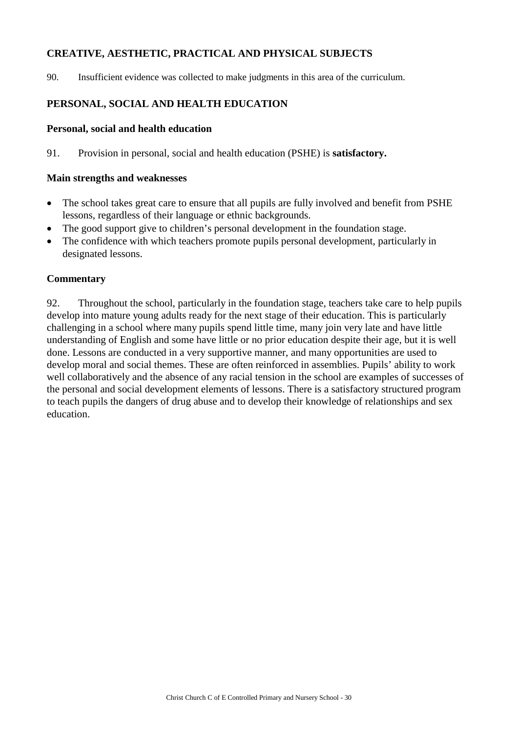## CREATIVE, AESTHETIC, PRACTICAL AND PHYSICAL SUBJECTS

90. Insufficient evidence was collected to make judgments in this area of the curriculum.

## PERSONAL, SOCIAL AND HEALTH EDUCATION

### Personal, social and health education

91. Provision in personal, social and health education (PSHE) is **satisfactory.**

### Main strengths and weaknesses

- The school takes great care to ensure that all pupils are fully involved and benefit from PSHE lessons, regardless of their language or ethnic backgrounds.
- The good support give to children's personal development in the foundation stage.
- The confidence with which teachers promote pupils personal development, particularly in designated lessons.

### Commentary

92. Throughout the school, particularly in the foundation stage, teachers take care to help pupils develop into mature young adults ready for the next stage of their education. This is particularly challenging in a school where many pupils spend little time, many join very late and have little understanding of English and some have little or no prior education despite their age, but it is well done. Lessons are conducted in a very supportive manner, and many opportunities are used to develop moral and social themes. These are often reinforced in assemblies. Pupils' ability to work well collaboratively and the absence of any racial tension in the school are examples of successes of the personal and social development elements of lessons. There is a satisfactory structured program to teach pupils the dangers of drug abuse and to develop their knowledge of relationships and sex education.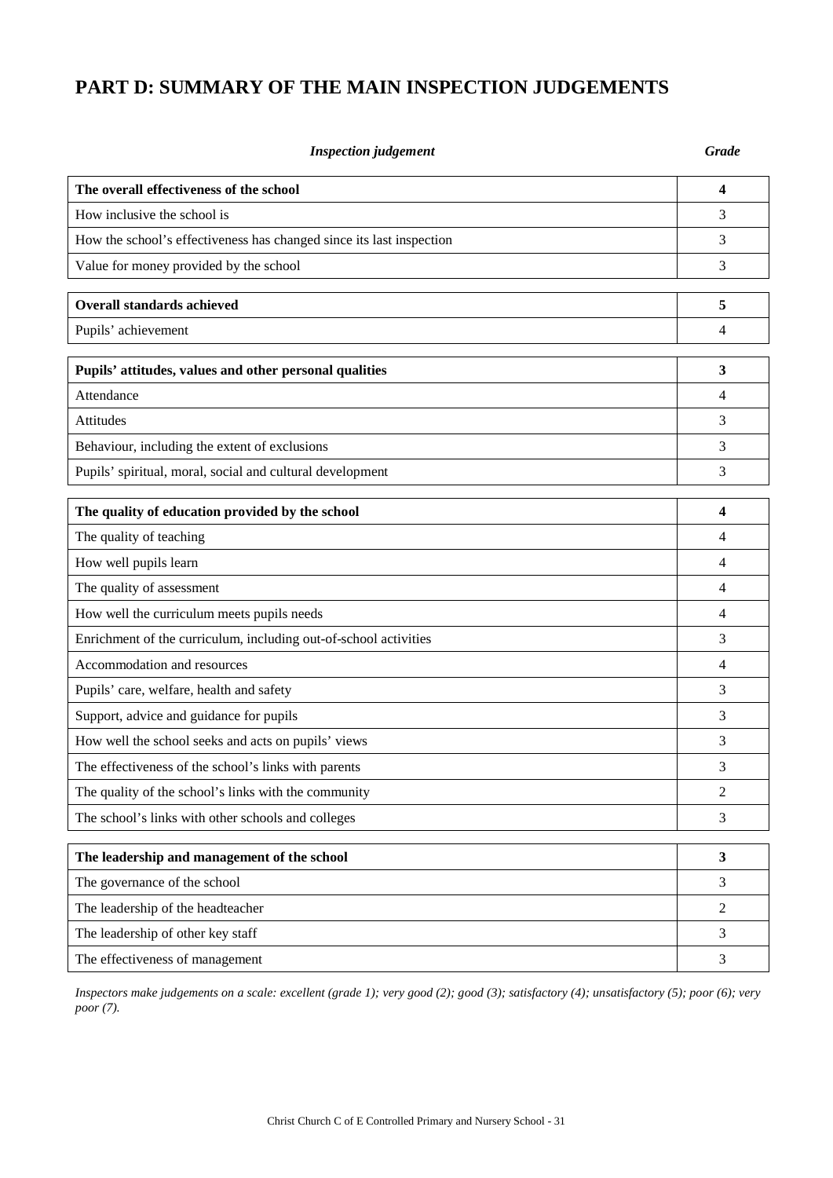# PART D: SUMMARY OF THE MAIN INSPECTION JUDGEMENTS

| *Inspection judgement* | *Grade* |
|---|---|
| **The overall effectiveness of the school** | **4** |
| How inclusive the school is | 3 |
| How the school's effectiveness has changed since its last inspection | 3 |
| Value for money provided by the school | 3 |
| **Overall standards achieved** | **5** |
| Pupils' achievement | 4 |
| **Pupils' attitudes, values and other personal qualities** | **3** |
| Attendance | 4 |
| Attitudes | 3 |
| Behaviour, including the extent of exclusions | 3 |
| Pupils' spiritual, moral, social and cultural development | 3 |
| **The quality of education provided by the school** | **4** |
| The quality of teaching | 4 |
| How well pupils learn | 4 |
| The quality of assessment | 4 |
| How well the curriculum meets pupils needs | 4 |
| Enrichment of the curriculum, including out-of-school activities | 3 |
| Accommodation and resources | 4 |
| Pupils' care, welfare, health and safety | 3 |
| Support, advice and guidance for pupils | 3 |
| How well the school seeks and acts on pupils' views | 3 |
| The effectiveness of the school's links with parents | 3 |
| The quality of the school's links with the community | 2 |
| The school's links with other schools and colleges | 3 |
| **The leadership and management of the school** | **3** |
| The governance of the school | 3 |
| The leadership of the headteacher | 2 |
| The leadership of other key staff | 3 |
| The effectiveness of management | 3 |

*Inspectors make judgements on a scale: excellent (grade 1); very good (2); good (3); satisfactory (4); unsatisfactory (5); poor (6); very poor (7).*